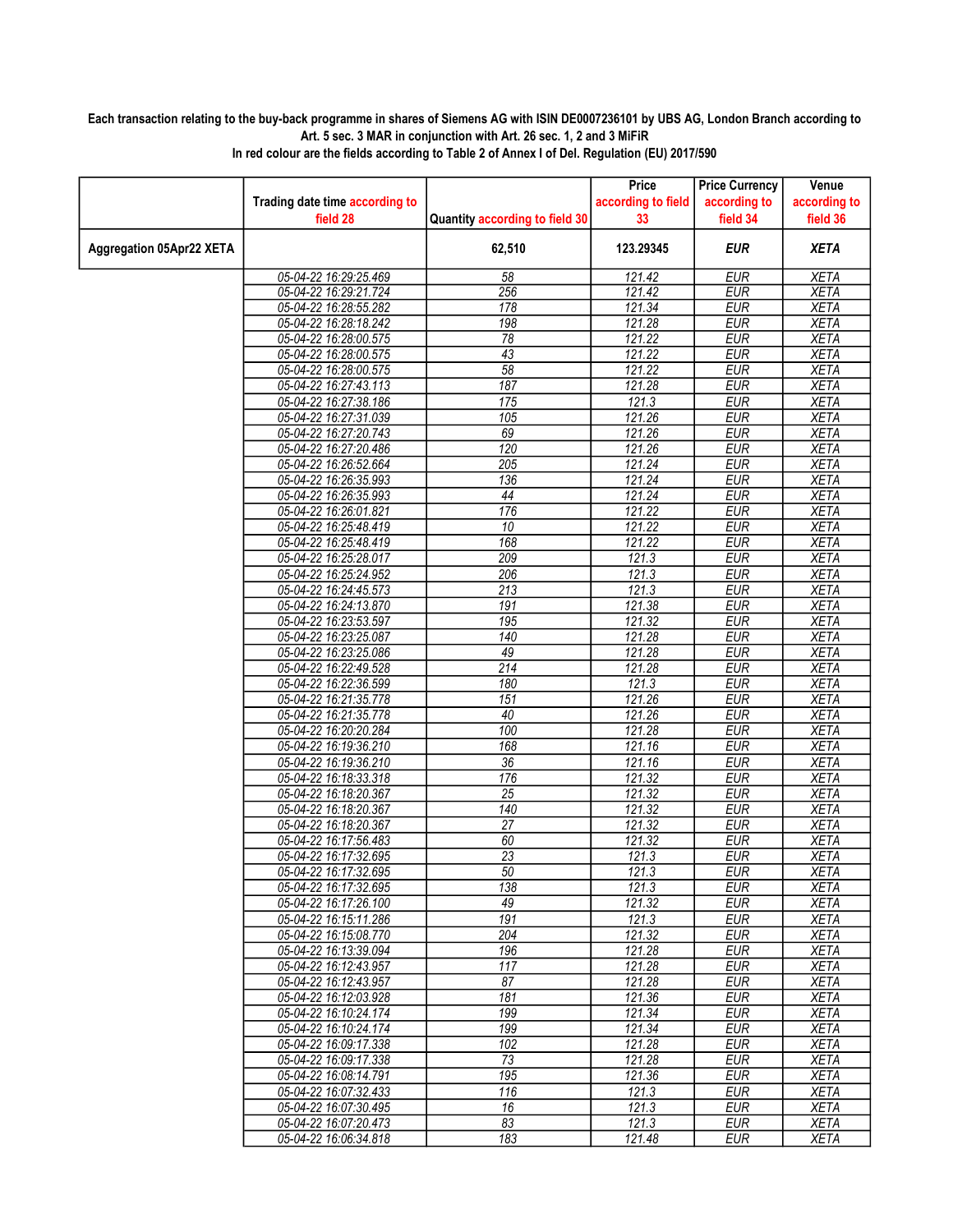**Each transaction relating to the buy-back programme in shares of Siemens AG with ISIN DE0007236101 by UBS AG, London Branch according to Art. 5 sec. 3 MAR in conjunction with Art. 26 sec. 1, 2 and 3 MiFiR**

**In red colour are the fields according to Table 2 of Annex I of Del. Regulation (EU) 2017/590**

| | Trading date time according to field 28 | Quantity according to field 30 | Price according to field 33 | Price Currency according to field 34 | Venue according to field 36 |
|---|---|---|---|---|---|
| **Aggregation 05Apr22 XETA** | | **62,510** | **123.29345** | ***EUR*** | ***XETA*** |
| | 05-04-22 16:29:25.469 | 58 | 121.42 | EUR | XETA |
| | 05-04-22 16:29:21.724 | 256 | 121.42 | EUR | XETA |
| | 05-04-22 16:28:55.282 | 178 | 121.34 | EUR | XETA |
| | 05-04-22 16:28:18.242 | 198 | 121.28 | EUR | XETA |
| | 05-04-22 16:28:00.575 | 78 | 121.22 | EUR | XETA |
| | 05-04-22 16:28:00.575 | 43 | 121.22 | EUR | XETA |
| | 05-04-22 16:28:00.575 | 58 | 121.22 | EUR | XETA |
| | 05-04-22 16:27:43.113 | 187 | 121.28 | EUR | XETA |
| | 05-04-22 16:27:38.186 | 175 | 121.3 | EUR | XETA |
| | 05-04-22 16:27:31.039 | 105 | 121.26 | EUR | XETA |
| | 05-04-22 16:27:20.743 | 69 | 121.26 | EUR | XETA |
| | 05-04-22 16:27:20.486 | 120 | 121.26 | EUR | XETA |
| | 05-04-22 16:26:52.664 | 205 | 121.24 | EUR | XETA |
| | 05-04-22 16:26:35.993 | 136 | 121.24 | EUR | XETA |
| | 05-04-22 16:26:35.993 | 44 | 121.24 | EUR | XETA |
| | 05-04-22 16:26:01.821 | 176 | 121.22 | EUR | XETA |
| | 05-04-22 16:25:48.419 | 10 | 121.22 | EUR | XETA |
| | 05-04-22 16:25:48.419 | 168 | 121.22 | EUR | XETA |
| | 05-04-22 16:25:28.017 | 209 | 121.3 | EUR | XETA |
| | 05-04-22 16:25:24.952 | 206 | 121.3 | EUR | XETA |
| | 05-04-22 16:24:45.573 | 213 | 121.3 | EUR | XETA |
| | 05-04-22 16:24:13.870 | 191 | 121.38 | EUR | XETA |
| | 05-04-22 16:23:53.597 | 195 | 121.32 | EUR | XETA |
| | 05-04-22 16:23:25.087 | 140 | 121.28 | EUR | XETA |
| | 05-04-22 16:23:25.086 | 49 | 121.28 | EUR | XETA |
| | 05-04-22 16:22:49.528 | 214 | 121.28 | EUR | XETA |
| | 05-04-22 16:22:36.599 | 180 | 121.3 | EUR | XETA |
| | 05-04-22 16:21:35.778 | 151 | 121.26 | EUR | XETA |
| | 05-04-22 16:21:35.778 | 40 | 121.26 | EUR | XETA |
| | 05-04-22 16:20:20.284 | 100 | 121.28 | EUR | XETA |
| | 05-04-22 16:19:36.210 | 168 | 121.16 | EUR | XETA |
| | 05-04-22 16:19:36.210 | 36 | 121.16 | EUR | XETA |
| | 05-04-22 16:18:33.318 | 176 | 121.32 | EUR | XETA |
| | 05-04-22 16:18:20.367 | 25 | 121.32 | EUR | XETA |
| | 05-04-22 16:18:20.367 | 140 | 121.32 | EUR | XETA |
| | 05-04-22 16:18:20.367 | 27 | 121.32 | EUR | XETA |
| | 05-04-22 16:17:56.483 | 60 | 121.32 | EUR | XETA |
| | 05-04-22 16:17:32.695 | 23 | 121.3 | EUR | XETA |
| | 05-04-22 16:17:32.695 | 50 | 121.3 | EUR | XETA |
| | 05-04-22 16:17:32.695 | 138 | 121.3 | EUR | XETA |
| | 05-04-22 16:17:26.100 | 49 | 121.32 | EUR | XETA |
| | 05-04-22 16:15:11.286 | 191 | 121.3 | EUR | XETA |
| | 05-04-22 16:15:08.770 | 204 | 121.32 | EUR | XETA |
| | 05-04-22 16:13:39.094 | 196 | 121.28 | EUR | XETA |
| | 05-04-22 16:12:43.957 | 117 | 121.28 | EUR | XETA |
| | 05-04-22 16:12:43.957 | 87 | 121.28 | EUR | XETA |
| | 05-04-22 16:12:03.928 | 181 | 121.36 | EUR | XETA |
| | 05-04-22 16:10:24.174 | 199 | 121.34 | EUR | XETA |
| | 05-04-22 16:10:24.174 | 199 | 121.34 | EUR | XETA |
| | 05-04-22 16:09:17.338 | 102 | 121.28 | EUR | XETA |
| | 05-04-22 16:09:17.338 | 73 | 121.28 | EUR | XETA |
| | 05-04-22 16:08:14.791 | 195 | 121.36 | EUR | XETA |
| | 05-04-22 16:07:32.433 | 116 | 121.3 | EUR | XETA |
| | 05-04-22 16:07:30.495 | 16 | 121.3 | EUR | XETA |
| | 05-04-22 16:07:20.473 | 83 | 121.3 | EUR | XETA |
| | 05-04-22 16:06:34.818 | 183 | 121.48 | EUR | XETA |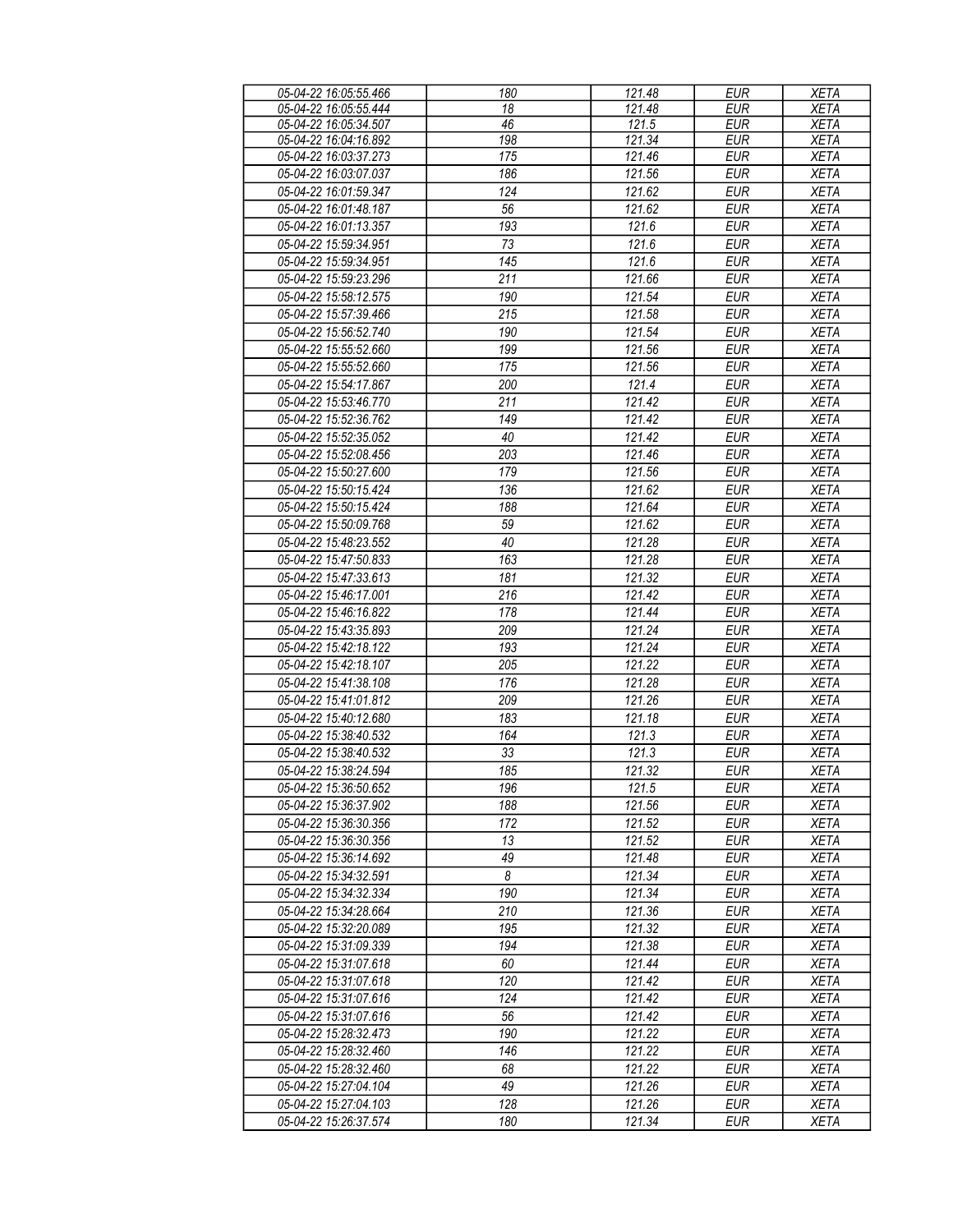| 05-04-22 16:05:55.466 | 180 | 121.48 | EUR | XETA |
|---|---|---|---|---|
| 05-04-22 16:05:55.444 | 18 | 121.48 | EUR | XETA |
| 05-04-22 16:05:34.507 | 46 | 121.5 | EUR | XETA |
| 05-04-22 16:04:16.892 | 198 | 121.34 | EUR | XETA |
| 05-04-22 16:03:37.273 | 175 | 121.46 | EUR | XETA |
| 05-04-22 16:03:07.037 | 186 | 121.56 | EUR | XETA |
| 05-04-22 16:01:59.347 | 124 | 121.62 | EUR | XETA |
| 05-04-22 16:01:48.187 | 56 | 121.62 | EUR | XETA |
| 05-04-22 16:01:13.357 | 193 | 121.6 | EUR | XETA |
| 05-04-22 15:59:34.951 | 73 | 121.6 | EUR | XETA |
| 05-04-22 15:59:34.951 | 145 | 121.6 | EUR | XETA |
| 05-04-22 15:59:23.296 | 211 | 121.66 | EUR | XETA |
| 05-04-22 15:58:12.575 | 190 | 121.54 | EUR | XETA |
| 05-04-22 15:57:39.466 | 215 | 121.58 | EUR | XETA |
| 05-04-22 15:56:52.740 | 190 | 121.54 | EUR | XETA |
| 05-04-22 15:55:52.660 | 199 | 121.56 | EUR | XETA |
| 05-04-22 15:55:52.660 | 175 | 121.56 | EUR | XETA |
| 05-04-22 15:54:17.867 | 200 | 121.4 | EUR | XETA |
| 05-04-22 15:53:46.770 | 211 | 121.42 | EUR | XETA |
| 05-04-22 15:52:36.762 | 149 | 121.42 | EUR | XETA |
| 05-04-22 15:52:35.052 | 40 | 121.42 | EUR | XETA |
| 05-04-22 15:52:08.456 | 203 | 121.46 | EUR | XETA |
| 05-04-22 15:50:27.600 | 179 | 121.56 | EUR | XETA |
| 05-04-22 15:50:15.424 | 136 | 121.62 | EUR | XETA |
| 05-04-22 15:50:15.424 | 188 | 121.64 | EUR | XETA |
| 05-04-22 15:50:09.768 | 59 | 121.62 | EUR | XETA |
| 05-04-22 15:48:23.552 | 40 | 121.28 | EUR | XETA |
| 05-04-22 15:47:50.833 | 163 | 121.28 | EUR | XETA |
| 05-04-22 15:47:33.613 | 181 | 121.32 | EUR | XETA |
| 05-04-22 15:46:17.001 | 216 | 121.42 | EUR | XETA |
| 05-04-22 15:46:16.822 | 178 | 121.44 | EUR | XETA |
| 05-04-22 15:43:35.893 | 209 | 121.24 | EUR | XETA |
| 05-04-22 15:42:18.122 | 193 | 121.24 | EUR | XETA |
| 05-04-22 15:42:18.107 | 205 | 121.22 | EUR | XETA |
| 05-04-22 15:41:38.108 | 176 | 121.28 | EUR | XETA |
| 05-04-22 15:41:01.812 | 209 | 121.26 | EUR | XETA |
| 05-04-22 15:40:12.680 | 183 | 121.18 | EUR | XETA |
| 05-04-22 15:38:40.532 | 164 | 121.3 | EUR | XETA |
| 05-04-22 15:38:40.532 | 33 | 121.3 | EUR | XETA |
| 05-04-22 15:38:24.594 | 185 | 121.32 | EUR | XETA |
| 05-04-22 15:36:50.652 | 196 | 121.5 | EUR | XETA |
| 05-04-22 15:36:37.902 | 188 | 121.56 | EUR | XETA |
| 05-04-22 15:36:30.356 | 172 | 121.52 | EUR | XETA |
| 05-04-22 15:36:30.356 | 13 | 121.52 | EUR | XETA |
| 05-04-22 15:36:14.692 | 49 | 121.48 | EUR | XETA |
| 05-04-22 15:34:32.591 | 8 | 121.34 | EUR | XETA |
| 05-04-22 15:34:32.334 | 190 | 121.34 | EUR | XETA |
| 05-04-22 15:34:28.664 | 210 | 121.36 | EUR | XETA |
| 05-04-22 15:32:20.089 | 195 | 121.32 | EUR | XETA |
| 05-04-22 15:31:09.339 | 194 | 121.38 | EUR | XETA |
| 05-04-22 15:31:07.618 | 60 | 121.44 | EUR | XETA |
| 05-04-22 15:31:07.618 | 120 | 121.42 | EUR | XETA |
| 05-04-22 15:31:07.616 | 124 | 121.42 | EUR | XETA |
| 05-04-22 15:31:07.616 | 56 | 121.42 | EUR | XETA |
| 05-04-22 15:28:32.473 | 190 | 121.22 | EUR | XETA |
| 05-04-22 15:28:32.460 | 146 | 121.22 | EUR | XETA |
| 05-04-22 15:28:32.460 | 68 | 121.22 | EUR | XETA |
| 05-04-22 15:27:04.104 | 49 | 121.26 | EUR | XETA |
| 05-04-22 15:27:04.103 | 128 | 121.26 | EUR | XETA |
| 05-04-22 15:26:37.574 | 180 | 121.34 | EUR | XETA |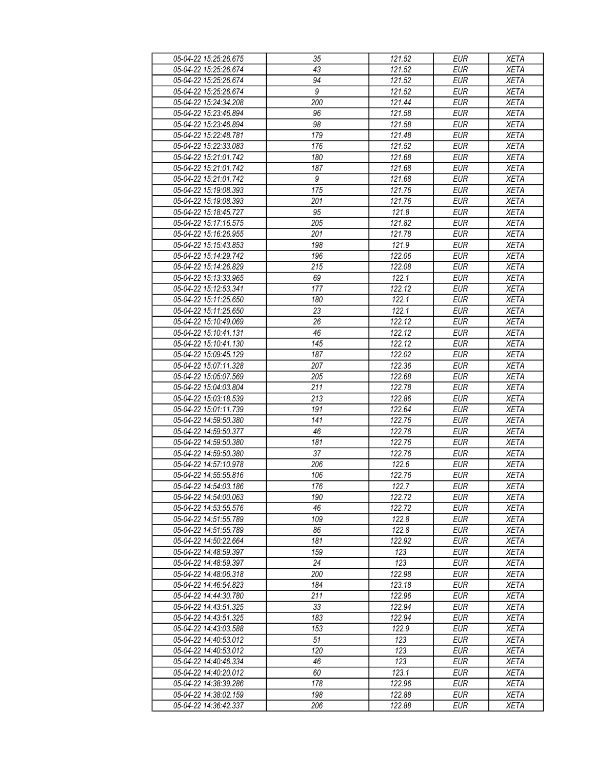| 05-04-22 15:25:26.675 | 35 | 121.52 | EUR | XETA |
|---|---|---|---|---|
| 05-04-22 15:25:26.674 | 43 | 121.52 | EUR | XETA |
| 05-04-22 15:25:26.674 | 94 | 121.52 | EUR | XETA |
| 05-04-22 15:25:26.674 | 9 | 121.52 | EUR | XETA |
| 05-04-22 15:24:34.208 | 200 | 121.44 | EUR | XETA |
| 05-04-22 15:23:46.894 | 96 | 121.58 | EUR | XETA |
| 05-04-22 15:23:46.894 | 98 | 121.58 | EUR | XETA |
| 05-04-22 15:22:48.781 | 179 | 121.48 | EUR | XETA |
| 05-04-22 15:22:33.083 | 176 | 121.52 | EUR | XETA |
| 05-04-22 15:21:01.742 | 180 | 121.68 | EUR | XETA |
| 05-04-22 15:21:01.742 | 187 | 121.68 | EUR | XETA |
| 05-04-22 15:21:01.742 | 9 | 121.68 | EUR | XETA |
| 05-04-22 15:19:08.393 | 175 | 121.76 | EUR | XETA |
| 05-04-22 15:19:08.393 | 201 | 121.76 | EUR | XETA |
| 05-04-22 15:18:45.727 | 95 | 121.8 | EUR | XETA |
| 05-04-22 15:17:16.575 | 205 | 121.82 | EUR | XETA |
| 05-04-22 15:16:26.955 | 201 | 121.78 | EUR | XETA |
| 05-04-22 15:15:43.853 | 198 | 121.9 | EUR | XETA |
| 05-04-22 15:14:29.742 | 196 | 122.06 | EUR | XETA |
| 05-04-22 15:14:26.829 | 215 | 122.08 | EUR | XETA |
| 05-04-22 15:13:33.965 | 69 | 122.1 | EUR | XETA |
| 05-04-22 15:12:53.341 | 177 | 122.12 | EUR | XETA |
| 05-04-22 15:11:25.650 | 180 | 122.1 | EUR | XETA |
| 05-04-22 15:11:25.650 | 23 | 122.1 | EUR | XETA |
| 05-04-22 15:10:49.069 | 26 | 122.12 | EUR | XETA |
| 05-04-22 15:10:41.131 | 46 | 122.12 | EUR | XETA |
| 05-04-22 15:10:41.130 | 145 | 122.12 | EUR | XETA |
| 05-04-22 15:09:45.129 | 187 | 122.02 | EUR | XETA |
| 05-04-22 15:07:11.328 | 207 | 122.36 | EUR | XETA |
| 05-04-22 15:05:07.569 | 205 | 122.68 | EUR | XETA |
| 05-04-22 15:04:03.804 | 211 | 122.78 | EUR | XETA |
| 05-04-22 15:03:18.539 | 213 | 122.86 | EUR | XETA |
| 05-04-22 15:01:11.739 | 191 | 122.64 | EUR | XETA |
| 05-04-22 14:59:50.380 | 141 | 122.76 | EUR | XETA |
| 05-04-22 14:59:50.377 | 46 | 122.76 | EUR | XETA |
| 05-04-22 14:59:50.380 | 181 | 122.76 | EUR | XETA |
| 05-04-22 14:59:50.380 | 37 | 122.76 | EUR | XETA |
| 05-04-22 14:57:10.978 | 206 | 122.6 | EUR | XETA |
| 05-04-22 14:55:55.816 | 106 | 122.76 | EUR | XETA |
| 05-04-22 14:54:03.186 | 176 | 122.7 | EUR | XETA |
| 05-04-22 14:54:00.063 | 190 | 122.72 | EUR | XETA |
| 05-04-22 14:53:55.576 | 46 | 122.72 | EUR | XETA |
| 05-04-22 14:51:55.789 | 109 | 122.8 | EUR | XETA |
| 05-04-22 14:51:55.789 | 86 | 122.8 | EUR | XETA |
| 05-04-22 14:50:22.664 | 181 | 122.92 | EUR | XETA |
| 05-04-22 14:48:59.397 | 159 | 123 | EUR | XETA |
| 05-04-22 14:48:59.397 | 24 | 123 | EUR | XETA |
| 05-04-22 14:48:06.318 | 200 | 122.98 | EUR | XETA |
| 05-04-22 14:46:54.823 | 184 | 123.18 | EUR | XETA |
| 05-04-22 14:44:30.780 | 211 | 122.96 | EUR | XETA |
| 05-04-22 14:43:51.325 | 33 | 122.94 | EUR | XETA |
| 05-04-22 14:43:51.325 | 183 | 122.94 | EUR | XETA |
| 05-04-22 14:43:03.588 | 153 | 122.9 | EUR | XETA |
| 05-04-22 14:40:53.012 | 51 | 123 | EUR | XETA |
| 05-04-22 14:40:53.012 | 120 | 123 | EUR | XETA |
| 05-04-22 14:40:46.334 | 46 | 123 | EUR | XETA |
| 05-04-22 14:40:20.012 | 60 | 123.1 | EUR | XETA |
| 05-04-22 14:38:39.286 | 178 | 122.96 | EUR | XETA |
| 05-04-22 14:38:02.159 | 198 | 122.88 | EUR | XETA |
| 05-04-22 14:36:42.337 | 206 | 122.88 | EUR | XETA |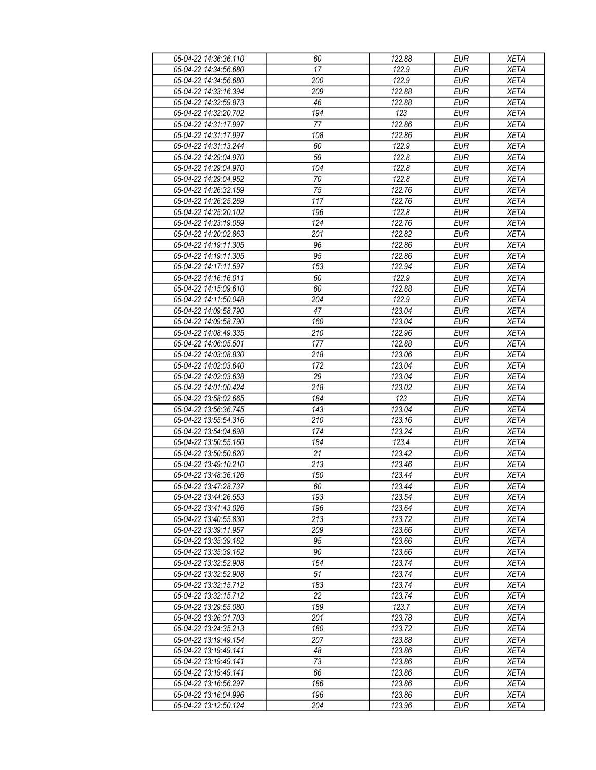| 05-04-22 14:36:36.110 | 60 | 122.88 | EUR | XETA |
|---|---|---|---|---|
| 05-04-22 14:34:56.680 | 17 | 122.9 | EUR | XETA |
| 05-04-22 14:34:56.680 | 200 | 122.9 | EUR | XETA |
| 05-04-22 14:33:16.394 | 209 | 122.88 | EUR | XETA |
| 05-04-22 14:32:59.873 | 46 | 122.88 | EUR | XETA |
| 05-04-22 14:32:20.702 | 194 | 123 | EUR | XETA |
| 05-04-22 14:31:17.997 | 77 | 122.86 | EUR | XETA |
| 05-04-22 14:31:17.997 | 108 | 122.86 | EUR | XETA |
| 05-04-22 14:31:13.244 | 60 | 122.9 | EUR | XETA |
| 05-04-22 14:29:04.970 | 59 | 122.8 | EUR | XETA |
| 05-04-22 14:29:04.970 | 104 | 122.8 | EUR | XETA |
| 05-04-22 14:29:04.952 | 70 | 122.8 | EUR | XETA |
| 05-04-22 14:26:32.159 | 75 | 122.76 | EUR | XETA |
| 05-04-22 14:26:25.269 | 117 | 122.76 | EUR | XETA |
| 05-04-22 14:25:20.102 | 196 | 122.8 | EUR | XETA |
| 05-04-22 14:23:19.059 | 124 | 122.76 | EUR | XETA |
| 05-04-22 14:20:02.863 | 201 | 122.82 | EUR | XETA |
| 05-04-22 14:19:11.305 | 96 | 122.86 | EUR | XETA |
| 05-04-22 14:19:11.305 | 95 | 122.86 | EUR | XETA |
| 05-04-22 14:17:11.597 | 153 | 122.94 | EUR | XETA |
| 05-04-22 14:16:16.011 | 60 | 122.9 | EUR | XETA |
| 05-04-22 14:15:09.610 | 60 | 122.88 | EUR | XETA |
| 05-04-22 14:11:50.048 | 204 | 122.9 | EUR | XETA |
| 05-04-22 14:09:58.790 | 47 | 123.04 | EUR | XETA |
| 05-04-22 14:09:58.790 | 160 | 123.04 | EUR | XETA |
| 05-04-22 14:08:49.335 | 210 | 122.96 | EUR | XETA |
| 05-04-22 14:06:05.501 | 177 | 122.88 | EUR | XETA |
| 05-04-22 14:03:08.830 | 218 | 123.06 | EUR | XETA |
| 05-04-22 14:02:03.640 | 172 | 123.04 | EUR | XETA |
| 05-04-22 14:02:03.638 | 29 | 123.04 | EUR | XETA |
| 05-04-22 14:01:00.424 | 218 | 123.02 | EUR | XETA |
| 05-04-22 13:58:02.665 | 184 | 123 | EUR | XETA |
| 05-04-22 13:56:36.745 | 143 | 123.04 | EUR | XETA |
| 05-04-22 13:55:54.316 | 210 | 123.16 | EUR | XETA |
| 05-04-22 13:54:04.698 | 174 | 123.24 | EUR | XETA |
| 05-04-22 13:50:55.160 | 184 | 123.4 | EUR | XETA |
| 05-04-22 13:50:50.620 | 21 | 123.42 | EUR | XETA |
| 05-04-22 13:49:10.210 | 213 | 123.46 | EUR | XETA |
| 05-04-22 13:48:36.126 | 150 | 123.44 | EUR | XETA |
| 05-04-22 13:47:28.737 | 60 | 123.44 | EUR | XETA |
| 05-04-22 13:44:26.553 | 193 | 123.54 | EUR | XETA |
| 05-04-22 13:41:43.026 | 196 | 123.64 | EUR | XETA |
| 05-04-22 13:40:55.830 | 213 | 123.72 | EUR | XETA |
| 05-04-22 13:39:11.957 | 209 | 123.66 | EUR | XETA |
| 05-04-22 13:35:39.162 | 95 | 123.66 | EUR | XETA |
| 05-04-22 13:35:39.162 | 90 | 123.66 | EUR | XETA |
| 05-04-22 13:32:52.908 | 164 | 123.74 | EUR | XETA |
| 05-04-22 13:32:52.908 | 51 | 123.74 | EUR | XETA |
| 05-04-22 13:32:15.712 | 183 | 123.74 | EUR | XETA |
| 05-04-22 13:32:15.712 | 22 | 123.74 | EUR | XETA |
| 05-04-22 13:29:55.080 | 189 | 123.7 | EUR | XETA |
| 05-04-22 13:26:31.703 | 201 | 123.78 | EUR | XETA |
| 05-04-22 13:24:35.213 | 180 | 123.72 | EUR | XETA |
| 05-04-22 13:19:49.154 | 207 | 123.88 | EUR | XETA |
| 05-04-22 13:19:49.141 | 48 | 123.86 | EUR | XETA |
| 05-04-22 13:19:49.141 | 73 | 123.86 | EUR | XETA |
| 05-04-22 13:19:49.141 | 66 | 123.86 | EUR | XETA |
| 05-04-22 13:16:56.297 | 186 | 123.86 | EUR | XETA |
| 05-04-22 13:16:04.996 | 196 | 123.86 | EUR | XETA |
| 05-04-22 13:12:50.124 | 204 | 123.96 | EUR | XETA |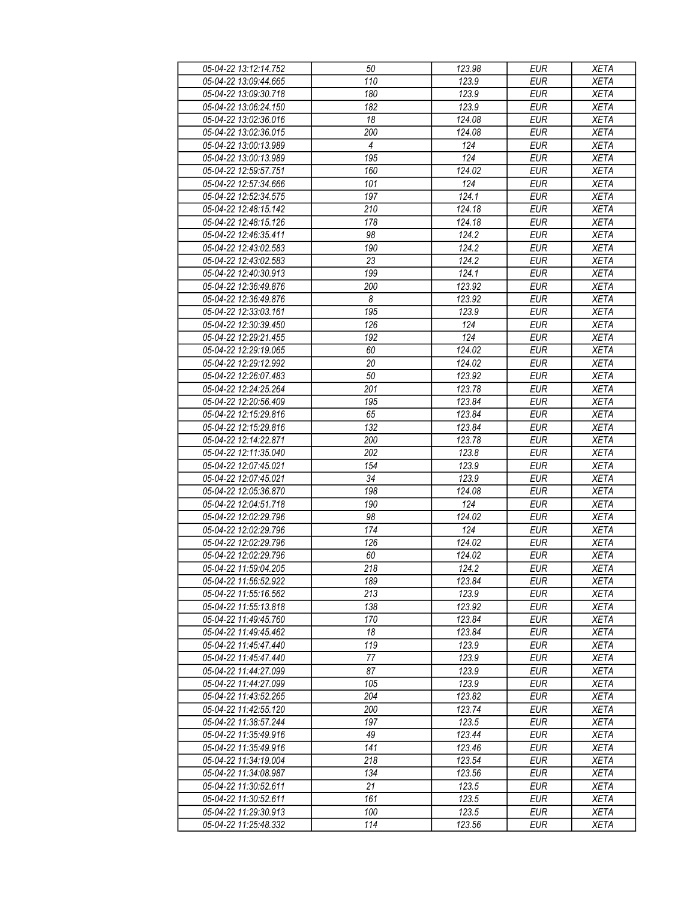| 05-04-22 13:12:14.752 | 50 | 123.98 | EUR | XETA |
|---|---|---|---|---|
| 05-04-22 13:09:44.665 | 110 | 123.9 | EUR | XETA |
| 05-04-22 13:09:30.718 | 180 | 123.9 | EUR | XETA |
| 05-04-22 13:06:24.150 | 182 | 123.9 | EUR | XETA |
| 05-04-22 13:02:36.016 | 18 | 124.08 | EUR | XETA |
| 05-04-22 13:02:36.015 | 200 | 124.08 | EUR | XETA |
| 05-04-22 13:00:13.989 | 4 | 124 | EUR | XETA |
| 05-04-22 13:00:13.989 | 195 | 124 | EUR | XETA |
| 05-04-22 12:59:57.751 | 160 | 124.02 | EUR | XETA |
| 05-04-22 12:57:34.666 | 101 | 124 | EUR | XETA |
| 05-04-22 12:52:34.575 | 197 | 124.1 | EUR | XETA |
| 05-04-22 12:48:15.142 | 210 | 124.18 | EUR | XETA |
| 05-04-22 12:48:15.126 | 178 | 124.18 | EUR | XETA |
| 05-04-22 12:46:35.411 | 98 | 124.2 | EUR | XETA |
| 05-04-22 12:43:02.583 | 190 | 124.2 | EUR | XETA |
| 05-04-22 12:43:02.583 | 23 | 124.2 | EUR | XETA |
| 05-04-22 12:40:30.913 | 199 | 124.1 | EUR | XETA |
| 05-04-22 12:36:49.876 | 200 | 123.92 | EUR | XETA |
| 05-04-22 12:36:49.876 | 8 | 123.92 | EUR | XETA |
| 05-04-22 12:33:03.161 | 195 | 123.9 | EUR | XETA |
| 05-04-22 12:30:39.450 | 126 | 124 | EUR | XETA |
| 05-04-22 12:29:21.455 | 192 | 124 | EUR | XETA |
| 05-04-22 12:29:19.065 | 60 | 124.02 | EUR | XETA |
| 05-04-22 12:29:12.992 | 20 | 124.02 | EUR | XETA |
| 05-04-22 12:26:07.483 | 50 | 123.92 | EUR | XETA |
| 05-04-22 12:24:25.264 | 201 | 123.78 | EUR | XETA |
| 05-04-22 12:20:56.409 | 195 | 123.84 | EUR | XETA |
| 05-04-22 12:15:29.816 | 65 | 123.84 | EUR | XETA |
| 05-04-22 12:15:29.816 | 132 | 123.84 | EUR | XETA |
| 05-04-22 12:14:22.871 | 200 | 123.78 | EUR | XETA |
| 05-04-22 12:11:35.040 | 202 | 123.8 | EUR | XETA |
| 05-04-22 12:07:45.021 | 154 | 123.9 | EUR | XETA |
| 05-04-22 12:07:45.021 | 34 | 123.9 | EUR | XETA |
| 05-04-22 12:05:36.870 | 198 | 124.08 | EUR | XETA |
| 05-04-22 12:04:51.718 | 190 | 124 | EUR | XETA |
| 05-04-22 12:02:29.796 | 98 | 124.02 | EUR | XETA |
| 05-04-22 12:02:29.796 | 174 | 124 | EUR | XETA |
| 05-04-22 12:02:29.796 | 126 | 124.02 | EUR | XETA |
| 05-04-22 12:02:29.796 | 60 | 124.02 | EUR | XETA |
| 05-04-22 11:59:04.205 | 218 | 124.2 | EUR | XETA |
| 05-04-22 11:56:52.922 | 189 | 123.84 | EUR | XETA |
| 05-04-22 11:55:16.562 | 213 | 123.9 | EUR | XETA |
| 05-04-22 11:55:13.818 | 138 | 123.92 | EUR | XETA |
| 05-04-22 11:49:45.760 | 170 | 123.84 | EUR | XETA |
| 05-04-22 11:49:45.462 | 18 | 123.84 | EUR | XETA |
| 05-04-22 11:45:47.440 | 119 | 123.9 | EUR | XETA |
| 05-04-22 11:45:47.440 | 77 | 123.9 | EUR | XETA |
| 05-04-22 11:44:27.099 | 87 | 123.9 | EUR | XETA |
| 05-04-22 11:44:27.099 | 105 | 123.9 | EUR | XETA |
| 05-04-22 11:43:52.265 | 204 | 123.82 | EUR | XETA |
| 05-04-22 11:42:55.120 | 200 | 123.74 | EUR | XETA |
| 05-04-22 11:38:57.244 | 197 | 123.5 | EUR | XETA |
| 05-04-22 11:35:49.916 | 49 | 123.44 | EUR | XETA |
| 05-04-22 11:35:49.916 | 141 | 123.46 | EUR | XETA |
| 05-04-22 11:34:19.004 | 218 | 123.54 | EUR | XETA |
| 05-04-22 11:34:08.987 | 134 | 123.56 | EUR | XETA |
| 05-04-22 11:30:52.611 | 21 | 123.5 | EUR | XETA |
| 05-04-22 11:30:52.611 | 161 | 123.5 | EUR | XETA |
| 05-04-22 11:29:30.913 | 100 | 123.5 | EUR | XETA |
| 05-04-22 11:25:48.332 | 114 | 123.56 | EUR | XETA |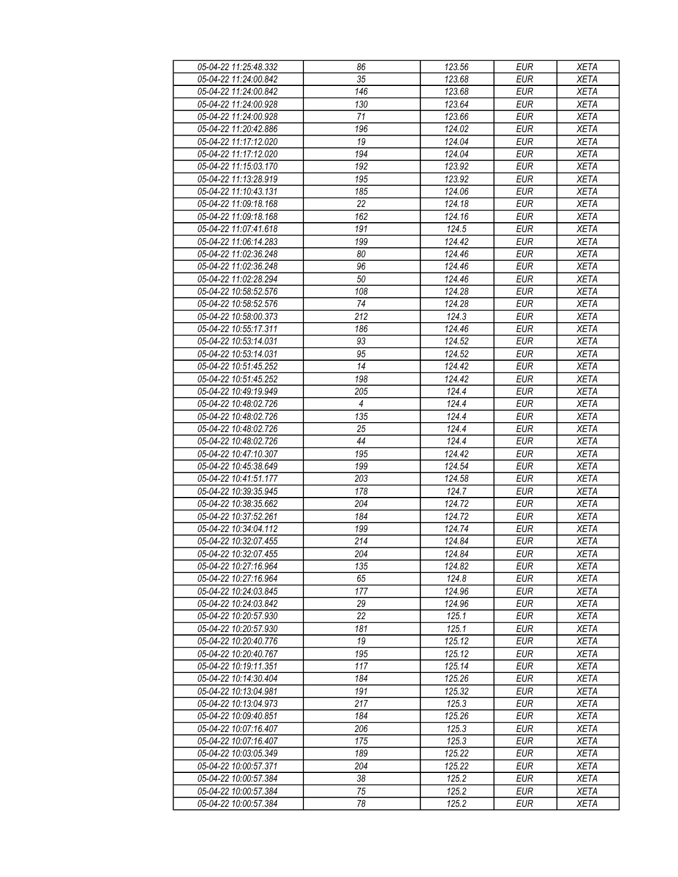| 05-04-22 11:25:48.332 | 86 | 123.56 | EUR | XETA |
|---|---|---|---|---|
| 05-04-22 11:24:00.842 | 35 | 123.68 | EUR | XETA |
| 05-04-22 11:24:00.842 | 146 | 123.68 | EUR | XETA |
| 05-04-22 11:24:00.928 | 130 | 123.64 | EUR | XETA |
| 05-04-22 11:24:00.928 | 71 | 123.66 | EUR | XETA |
| 05-04-22 11:20:42.886 | 196 | 124.02 | EUR | XETA |
| 05-04-22 11:17:12.020 | 19 | 124.04 | EUR | XETA |
| 05-04-22 11:17:12.020 | 194 | 124.04 | EUR | XETA |
| 05-04-22 11:15:03.170 | 192 | 123.92 | EUR | XETA |
| 05-04-22 11:13:28.919 | 195 | 123.92 | EUR | XETA |
| 05-04-22 11:10:43.131 | 185 | 124.06 | EUR | XETA |
| 05-04-22 11:09:18.168 | 22 | 124.18 | EUR | XETA |
| 05-04-22 11:09:18.168 | 162 | 124.16 | EUR | XETA |
| 05-04-22 11:07:41.618 | 191 | 124.5 | EUR | XETA |
| 05-04-22 11:06:14.283 | 199 | 124.42 | EUR | XETA |
| 05-04-22 11:02:36.248 | 80 | 124.46 | EUR | XETA |
| 05-04-22 11:02:36.248 | 96 | 124.46 | EUR | XETA |
| 05-04-22 11:02:28.294 | 50 | 124.46 | EUR | XETA |
| 05-04-22 10:58:52.576 | 108 | 124.28 | EUR | XETA |
| 05-04-22 10:58:52.576 | 74 | 124.28 | EUR | XETA |
| 05-04-22 10:58:00.373 | 212 | 124.3 | EUR | XETA |
| 05-04-22 10:55:17.311 | 186 | 124.46 | EUR | XETA |
| 05-04-22 10:53:14.031 | 93 | 124.52 | EUR | XETA |
| 05-04-22 10:53:14.031 | 95 | 124.52 | EUR | XETA |
| 05-04-22 10:51:45.252 | 14 | 124.42 | EUR | XETA |
| 05-04-22 10:51:45.252 | 198 | 124.42 | EUR | XETA |
| 05-04-22 10:49:19.949 | 205 | 124.4 | EUR | XETA |
| 05-04-22 10:48:02.726 | 4 | 124.4 | EUR | XETA |
| 05-04-22 10:48:02.726 | 135 | 124.4 | EUR | XETA |
| 05-04-22 10:48:02.726 | 25 | 124.4 | EUR | XETA |
| 05-04-22 10:48:02.726 | 44 | 124.4 | EUR | XETA |
| 05-04-22 10:47:10.307 | 195 | 124.42 | EUR | XETA |
| 05-04-22 10:45:38.649 | 199 | 124.54 | EUR | XETA |
| 05-04-22 10:41:51.177 | 203 | 124.58 | EUR | XETA |
| 05-04-22 10:39:35.945 | 178 | 124.7 | EUR | XETA |
| 05-04-22 10:38:35.662 | 204 | 124.72 | EUR | XETA |
| 05-04-22 10:37:52.261 | 184 | 124.72 | EUR | XETA |
| 05-04-22 10:34:04.112 | 199 | 124.74 | EUR | XETA |
| 05-04-22 10:32:07.455 | 214 | 124.84 | EUR | XETA |
| 05-04-22 10:32:07.455 | 204 | 124.84 | EUR | XETA |
| 05-04-22 10:27:16.964 | 135 | 124.82 | EUR | XETA |
| 05-04-22 10:27:16.964 | 65 | 124.8 | EUR | XETA |
| 05-04-22 10:24:03.845 | 177 | 124.96 | EUR | XETA |
| 05-04-22 10:24:03.842 | 29 | 124.96 | EUR | XETA |
| 05-04-22 10:20:57.930 | 22 | 125.1 | EUR | XETA |
| 05-04-22 10:20:57.930 | 181 | 125.1 | EUR | XETA |
| 05-04-22 10:20:40.776 | 19 | 125.12 | EUR | XETA |
| 05-04-22 10:20:40.767 | 195 | 125.12 | EUR | XETA |
| 05-04-22 10:19:11.351 | 117 | 125.14 | EUR | XETA |
| 05-04-22 10:14:30.404 | 184 | 125.26 | EUR | XETA |
| 05-04-22 10:13:04.981 | 191 | 125.32 | EUR | XETA |
| 05-04-22 10:13:04.973 | 217 | 125.3 | EUR | XETA |
| 05-04-22 10:09:40.851 | 184 | 125.26 | EUR | XETA |
| 05-04-22 10:07:16.407 | 206 | 125.3 | EUR | XETA |
| 05-04-22 10:07:16.407 | 175 | 125.3 | EUR | XETA |
| 05-04-22 10:03:05.349 | 189 | 125.22 | EUR | XETA |
| 05-04-22 10:00:57.371 | 204 | 125.22 | EUR | XETA |
| 05-04-22 10:00:57.384 | 38 | 125.2 | EUR | XETA |
| 05-04-22 10:00:57.384 | 75 | 125.2 | EUR | XETA |
| 05-04-22 10:00:57.384 | 78 | 125.2 | EUR | XETA |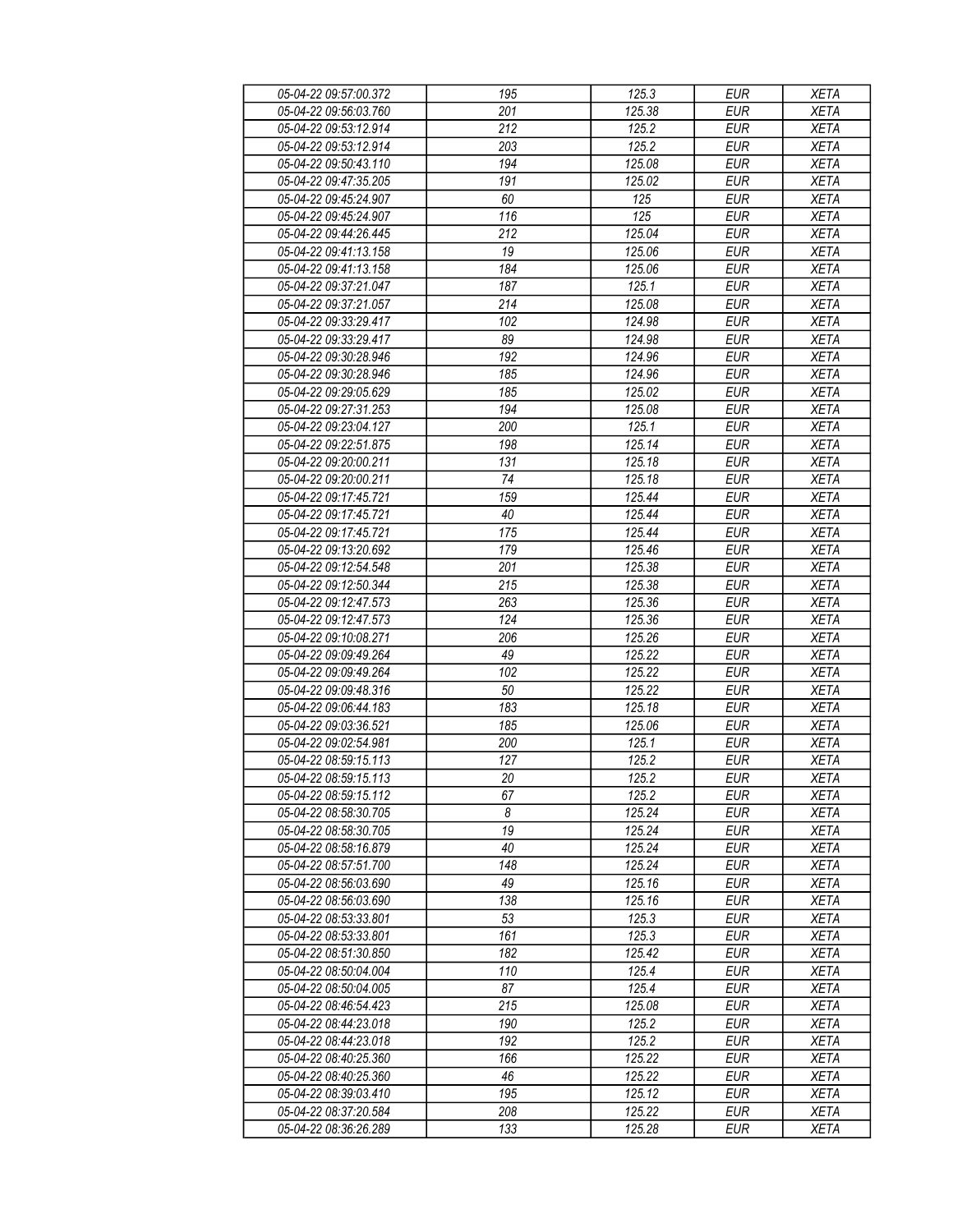| 05-04-22 09:57:00.372 | 195 | 125.3 | EUR | XETA |
|---|---|---|---|---|
| 05-04-22 09:56:03.760 | 201 | 125.38 | EUR | XETA |
| 05-04-22 09:53:12.914 | 212 | 125.2 | EUR | XETA |
| 05-04-22 09:53:12.914 | 203 | 125.2 | EUR | XETA |
| 05-04-22 09:50:43.110 | 194 | 125.08 | EUR | XETA |
| 05-04-22 09:47:35.205 | 191 | 125.02 | EUR | XETA |
| 05-04-22 09:45:24.907 | 60 | 125 | EUR | XETA |
| 05-04-22 09:45:24.907 | 116 | 125 | EUR | XETA |
| 05-04-22 09:44:26.445 | 212 | 125.04 | EUR | XETA |
| 05-04-22 09:41:13.158 | 19 | 125.06 | EUR | XETA |
| 05-04-22 09:41:13.158 | 184 | 125.06 | EUR | XETA |
| 05-04-22 09:37:21.047 | 187 | 125.1 | EUR | XETA |
| 05-04-22 09:37:21.057 | 214 | 125.08 | EUR | XETA |
| 05-04-22 09:33:29.417 | 102 | 124.98 | EUR | XETA |
| 05-04-22 09:33:29.417 | 89 | 124.98 | EUR | XETA |
| 05-04-22 09:30:28.946 | 192 | 124.96 | EUR | XETA |
| 05-04-22 09:30:28.946 | 185 | 124.96 | EUR | XETA |
| 05-04-22 09:29:05.629 | 185 | 125.02 | EUR | XETA |
| 05-04-22 09:27:31.253 | 194 | 125.08 | EUR | XETA |
| 05-04-22 09:23:04.127 | 200 | 125.1 | EUR | XETA |
| 05-04-22 09:22:51.875 | 198 | 125.14 | EUR | XETA |
| 05-04-22 09:20:00.211 | 131 | 125.18 | EUR | XETA |
| 05-04-22 09:20:00.211 | 74 | 125.18 | EUR | XETA |
| 05-04-22 09:17:45.721 | 159 | 125.44 | EUR | XETA |
| 05-04-22 09:17:45.721 | 40 | 125.44 | EUR | XETA |
| 05-04-22 09:17:45.721 | 175 | 125.44 | EUR | XETA |
| 05-04-22 09:13:20.692 | 179 | 125.46 | EUR | XETA |
| 05-04-22 09:12:54.548 | 201 | 125.38 | EUR | XETA |
| 05-04-22 09:12:50.344 | 215 | 125.38 | EUR | XETA |
| 05-04-22 09:12:47.573 | 263 | 125.36 | EUR | XETA |
| 05-04-22 09:12:47.573 | 124 | 125.36 | EUR | XETA |
| 05-04-22 09:10:08.271 | 206 | 125.26 | EUR | XETA |
| 05-04-22 09:09:49.264 | 49 | 125.22 | EUR | XETA |
| 05-04-22 09:09:49.264 | 102 | 125.22 | EUR | XETA |
| 05-04-22 09:09:48.316 | 50 | 125.22 | EUR | XETA |
| 05-04-22 09:06:44.183 | 183 | 125.18 | EUR | XETA |
| 05-04-22 09:03:36.521 | 185 | 125.06 | EUR | XETA |
| 05-04-22 09:02:54.981 | 200 | 125.1 | EUR | XETA |
| 05-04-22 08:59:15.113 | 127 | 125.2 | EUR | XETA |
| 05-04-22 08:59:15.113 | 20 | 125.2 | EUR | XETA |
| 05-04-22 08:59:15.112 | 67 | 125.2 | EUR | XETA |
| 05-04-22 08:58:30.705 | 8 | 125.24 | EUR | XETA |
| 05-04-22 08:58:30.705 | 19 | 125.24 | EUR | XETA |
| 05-04-22 08:58:16.879 | 40 | 125.24 | EUR | XETA |
| 05-04-22 08:57:51.700 | 148 | 125.24 | EUR | XETA |
| 05-04-22 08:56:03.690 | 49 | 125.16 | EUR | XETA |
| 05-04-22 08:56:03.690 | 138 | 125.16 | EUR | XETA |
| 05-04-22 08:53:33.801 | 53 | 125.3 | EUR | XETA |
| 05-04-22 08:53:33.801 | 161 | 125.3 | EUR | XETA |
| 05-04-22 08:51:30.850 | 182 | 125.42 | EUR | XETA |
| 05-04-22 08:50:04.004 | 110 | 125.4 | EUR | XETA |
| 05-04-22 08:50:04.005 | 87 | 125.4 | EUR | XETA |
| 05-04-22 08:46:54.423 | 215 | 125.08 | EUR | XETA |
| 05-04-22 08:44:23.018 | 190 | 125.2 | EUR | XETA |
| 05-04-22 08:44:23.018 | 192 | 125.2 | EUR | XETA |
| 05-04-22 08:40:25.360 | 166 | 125.22 | EUR | XETA |
| 05-04-22 08:40:25.360 | 46 | 125.22 | EUR | XETA |
| 05-04-22 08:39:03.410 | 195 | 125.12 | EUR | XETA |
| 05-04-22 08:37:20.584 | 208 | 125.22 | EUR | XETA |
| 05-04-22 08:36:26.289 | 133 | 125.28 | EUR | XETA |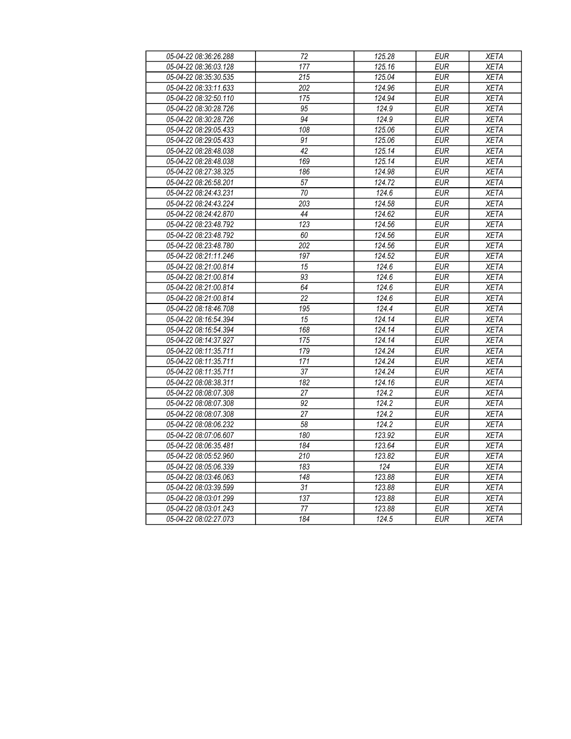| 05-04-22 08:36:26.288 | 72 | 125.28 | EUR | XETA |
|---|---|---|---|---|
| 05-04-22 08:36:03.128 | 177 | 125.16 | EUR | XETA |
| 05-04-22 08:35:30.535 | 215 | 125.04 | EUR | XETA |
| 05-04-22 08:33:11.633 | 202 | 124.96 | EUR | XETA |
| 05-04-22 08:32:50.110 | 175 | 124.94 | EUR | XETA |
| 05-04-22 08:30:28.726 | 95 | 124.9 | EUR | XETA |
| 05-04-22 08:30:28.726 | 94 | 124.9 | EUR | XETA |
| 05-04-22 08:29:05.433 | 108 | 125.06 | EUR | XETA |
| 05-04-22 08:29:05.433 | 91 | 125.06 | EUR | XETA |
| 05-04-22 08:28:48.038 | 42 | 125.14 | EUR | XETA |
| 05-04-22 08:28:48.038 | 169 | 125.14 | EUR | XETA |
| 05-04-22 08:27:38.325 | 186 | 124.98 | EUR | XETA |
| 05-04-22 08:26:58.201 | 57 | 124.72 | EUR | XETA |
| 05-04-22 08:24:43.231 | 70 | 124.6 | EUR | XETA |
| 05-04-22 08:24:43.224 | 203 | 124.58 | EUR | XETA |
| 05-04-22 08:24:42.870 | 44 | 124.62 | EUR | XETA |
| 05-04-22 08:23:48.792 | 123 | 124.56 | EUR | XETA |
| 05-04-22 08:23:48.792 | 60 | 124.56 | EUR | XETA |
| 05-04-22 08:23:48.780 | 202 | 124.56 | EUR | XETA |
| 05-04-22 08:21:11.246 | 197 | 124.52 | EUR | XETA |
| 05-04-22 08:21:00.814 | 15 | 124.6 | EUR | XETA |
| 05-04-22 08:21:00.814 | 93 | 124.6 | EUR | XETA |
| 05-04-22 08:21:00.814 | 64 | 124.6 | EUR | XETA |
| 05-04-22 08:21:00.814 | 22 | 124.6 | EUR | XETA |
| 05-04-22 08:18:46.708 | 195 | 124.4 | EUR | XETA |
| 05-04-22 08:16:54.394 | 15 | 124.14 | EUR | XETA |
| 05-04-22 08:16:54.394 | 168 | 124.14 | EUR | XETA |
| 05-04-22 08:14:37.927 | 175 | 124.14 | EUR | XETA |
| 05-04-22 08:11:35.711 | 179 | 124.24 | EUR | XETA |
| 05-04-22 08:11:35.711 | 171 | 124.24 | EUR | XETA |
| 05-04-22 08:11:35.711 | 37 | 124.24 | EUR | XETA |
| 05-04-22 08:08:38.311 | 182 | 124.16 | EUR | XETA |
| 05-04-22 08:08:07.308 | 27 | 124.2 | EUR | XETA |
| 05-04-22 08:08:07.308 | 92 | 124.2 | EUR | XETA |
| 05-04-22 08:08:07.308 | 27 | 124.2 | EUR | XETA |
| 05-04-22 08:08:06.232 | 58 | 124.2 | EUR | XETA |
| 05-04-22 08:07:06.607 | 180 | 123.92 | EUR | XETA |
| 05-04-22 08:06:35.481 | 184 | 123.64 | EUR | XETA |
| 05-04-22 08:05:52.960 | 210 | 123.82 | EUR | XETA |
| 05-04-22 08:05:06.339 | 183 | 124 | EUR | XETA |
| 05-04-22 08:03:46.063 | 148 | 123.88 | EUR | XETA |
| 05-04-22 08:03:39.599 | 31 | 123.88 | EUR | XETA |
| 05-04-22 08:03:01.299 | 137 | 123.88 | EUR | XETA |
| 05-04-22 08:03:01.243 | 77 | 123.88 | EUR | XETA |
| 05-04-22 08:02:27.073 | 184 | 124.5 | EUR | XETA |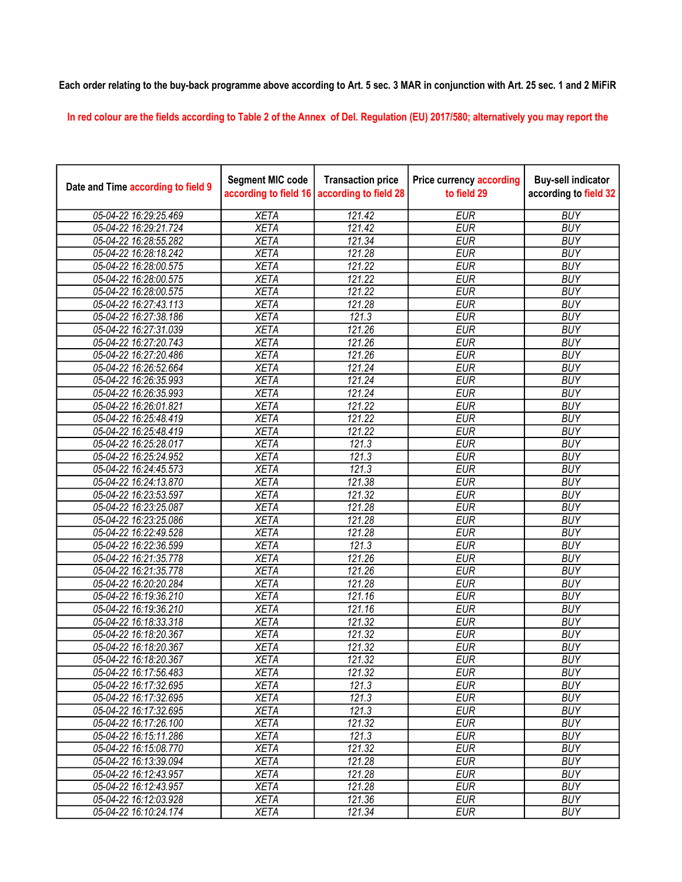Each order relating to the buy-back programme above according to Art. 5 sec. 3 MAR in conjunction with Art. 25 sec. 1 and 2 MiFiR

In red colour are the fields according to Table 2 of the Annex of Del. Regulation (EU) 2017/580; alternatively you may report the

| Date and Time according to field 9 | Segment MIC code according to field 16 | Transaction price according to field 28 | Price currency according to field 29 | Buy-sell indicator according to field 32 |
|---|---|---|---|---|
| 05-04-22 16:29:25.469 | XETA | 121.42 | EUR | BUY |
| 05-04-22 16:29:21.724 | XETA | 121.42 | EUR | BUY |
| 05-04-22 16:28:55.282 | XETA | 121.34 | EUR | BUY |
| 05-04-22 16:28:18.242 | XETA | 121.28 | EUR | BUY |
| 05-04-22 16:28:00.575 | XETA | 121.22 | EUR | BUY |
| 05-04-22 16:28:00.575 | XETA | 121.22 | EUR | BUY |
| 05-04-22 16:28:00.575 | XETA | 121.22 | EUR | BUY |
| 05-04-22 16:27:43.113 | XETA | 121.28 | EUR | BUY |
| 05-04-22 16:27:38.186 | XETA | 121.3 | EUR | BUY |
| 05-04-22 16:27:31.039 | XETA | 121.26 | EUR | BUY |
| 05-04-22 16:27:20.743 | XETA | 121.26 | EUR | BUY |
| 05-04-22 16:27:20.486 | XETA | 121.26 | EUR | BUY |
| 05-04-22 16:26:52.664 | XETA | 121.24 | EUR | BUY |
| 05-04-22 16:26:35.993 | XETA | 121.24 | EUR | BUY |
| 05-04-22 16:26:35.993 | XETA | 121.24 | EUR | BUY |
| 05-04-22 16:26:01.821 | XETA | 121.22 | EUR | BUY |
| 05-04-22 16:25:48.419 | XETA | 121.22 | EUR | BUY |
| 05-04-22 16:25:48.419 | XETA | 121.22 | EUR | BUY |
| 05-04-22 16:25:28.017 | XETA | 121.3 | EUR | BUY |
| 05-04-22 16:25:24.952 | XETA | 121.3 | EUR | BUY |
| 05-04-22 16:24:45.573 | XETA | 121.3 | EUR | BUY |
| 05-04-22 16:24:13.870 | XETA | 121.38 | EUR | BUY |
| 05-04-22 16:23:53.597 | XETA | 121.32 | EUR | BUY |
| 05-04-22 16:23:25.087 | XETA | 121.28 | EUR | BUY |
| 05-04-22 16:23:25.086 | XETA | 121.28 | EUR | BUY |
| 05-04-22 16:22:49.528 | XETA | 121.28 | EUR | BUY |
| 05-04-22 16:22:36.599 | XETA | 121.3 | EUR | BUY |
| 05-04-22 16:21:35.778 | XETA | 121.26 | EUR | BUY |
| 05-04-22 16:21:35.778 | XETA | 121.26 | EUR | BUY |
| 05-04-22 16:20:20.284 | XETA | 121.28 | EUR | BUY |
| 05-04-22 16:19:36.210 | XETA | 121.16 | EUR | BUY |
| 05-04-22 16:19:36.210 | XETA | 121.16 | EUR | BUY |
| 05-04-22 16:18:33.318 | XETA | 121.32 | EUR | BUY |
| 05-04-22 16:18:20.367 | XETA | 121.32 | EUR | BUY |
| 05-04-22 16:18:20.367 | XETA | 121.32 | EUR | BUY |
| 05-04-22 16:18:20.367 | XETA | 121.32 | EUR | BUY |
| 05-04-22 16:17:56.483 | XETA | 121.32 | EUR | BUY |
| 05-04-22 16:17:32.695 | XETA | 121.3 | EUR | BUY |
| 05-04-22 16:17:32.695 | XETA | 121.3 | EUR | BUY |
| 05-04-22 16:17:32.695 | XETA | 121.3 | EUR | BUY |
| 05-04-22 16:17:26.100 | XETA | 121.32 | EUR | BUY |
| 05-04-22 16:15:11.286 | XETA | 121.3 | EUR | BUY |
| 05-04-22 16:15:08.770 | XETA | 121.32 | EUR | BUY |
| 05-04-22 16:13:39.094 | XETA | 121.28 | EUR | BUY |
| 05-04-22 16:12:43.957 | XETA | 121.28 | EUR | BUY |
| 05-04-22 16:12:43.957 | XETA | 121.28 | EUR | BUY |
| 05-04-22 16:12:03.928 | XETA | 121.36 | EUR | BUY |
| 05-04-22 16:10:24.174 | XETA | 121.34 | EUR | BUY |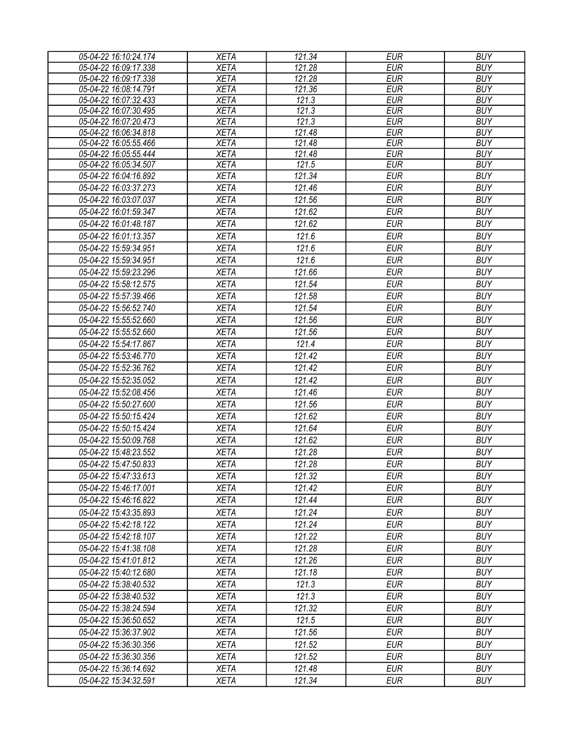| | | | | |
|---|---|---|---|---|
| 05-04-22 16:10:24.174 | XETA | 121.34 | EUR | BUY |
| 05-04-22 16:09:17.338 | XETA | 121.28 | EUR | BUY |
| 05-04-22 16:09:17.338 | XETA | 121.28 | EUR | BUY |
| 05-04-22 16:08:14.791 | XETA | 121.36 | EUR | BUY |
| 05-04-22 16:07:32.433 | XETA | 121.3 | EUR | BUY |
| 05-04-22 16:07:30.495 | XETA | 121.3 | EUR | BUY |
| 05-04-22 16:07:20.473 | XETA | 121.3 | EUR | BUY |
| 05-04-22 16:06:34.818 | XETA | 121.48 | EUR | BUY |
| 05-04-22 16:05:55.466 | XETA | 121.48 | EUR | BUY |
| 05-04-22 16:05:55.444 | XETA | 121.48 | EUR | BUY |
| 05-04-22 16:05:34.507 | XETA | 121.5 | EUR | BUY |
| 05-04-22 16:04:16.892 | XETA | 121.34 | EUR | BUY |
| 05-04-22 16:03:37.273 | XETA | 121.46 | EUR | BUY |
| 05-04-22 16:03:07.037 | XETA | 121.56 | EUR | BUY |
| 05-04-22 16:01:59.347 | XETA | 121.62 | EUR | BUY |
| 05-04-22 16:01:48.187 | XETA | 121.62 | EUR | BUY |
| 05-04-22 16:01:13.357 | XETA | 121.6 | EUR | BUY |
| 05-04-22 15:59:34.951 | XETA | 121.6 | EUR | BUY |
| 05-04-22 15:59:34.951 | XETA | 121.6 | EUR | BUY |
| 05-04-22 15:59:23.296 | XETA | 121.66 | EUR | BUY |
| 05-04-22 15:58:12.575 | XETA | 121.54 | EUR | BUY |
| 05-04-22 15:57:39.466 | XETA | 121.58 | EUR | BUY |
| 05-04-22 15:56:52.740 | XETA | 121.54 | EUR | BUY |
| 05-04-22 15:55:52.660 | XETA | 121.56 | EUR | BUY |
| 05-04-22 15:55:52.660 | XETA | 121.56 | EUR | BUY |
| 05-04-22 15:54:17.867 | XETA | 121.4 | EUR | BUY |
| 05-04-22 15:53:46.770 | XETA | 121.42 | EUR | BUY |
| 05-04-22 15:52:36.762 | XETA | 121.42 | EUR | BUY |
| 05-04-22 15:52:35.052 | XETA | 121.42 | EUR | BUY |
| 05-04-22 15:52:08.456 | XETA | 121.46 | EUR | BUY |
| 05-04-22 15:50:27.600 | XETA | 121.56 | EUR | BUY |
| 05-04-22 15:50:15.424 | XETA | 121.62 | EUR | BUY |
| 05-04-22 15:50:15.424 | XETA | 121.64 | EUR | BUY |
| 05-04-22 15:50:09.768 | XETA | 121.62 | EUR | BUY |
| 05-04-22 15:48:23.552 | XETA | 121.28 | EUR | BUY |
| 05-04-22 15:47:50.833 | XETA | 121.28 | EUR | BUY |
| 05-04-22 15:47:33.613 | XETA | 121.32 | EUR | BUY |
| 05-04-22 15:46:17.001 | XETA | 121.42 | EUR | BUY |
| 05-04-22 15:46:16.822 | XETA | 121.44 | EUR | BUY |
| 05-04-22 15:43:35.893 | XETA | 121.24 | EUR | BUY |
| 05-04-22 15:42:18.122 | XETA | 121.24 | EUR | BUY |
| 05-04-22 15:42:18.107 | XETA | 121.22 | EUR | BUY |
| 05-04-22 15:41:38.108 | XETA | 121.28 | EUR | BUY |
| 05-04-22 15:41:01.812 | XETA | 121.26 | EUR | BUY |
| 05-04-22 15:40:12.680 | XETA | 121.18 | EUR | BUY |
| 05-04-22 15:38:40.532 | XETA | 121.3 | EUR | BUY |
| 05-04-22 15:38:40.532 | XETA | 121.3 | EUR | BUY |
| 05-04-22 15:38:24.594 | XETA | 121.32 | EUR | BUY |
| 05-04-22 15:36:50.652 | XETA | 121.5 | EUR | BUY |
| 05-04-22 15:36:37.902 | XETA | 121.56 | EUR | BUY |
| 05-04-22 15:36:30.356 | XETA | 121.52 | EUR | BUY |
| 05-04-22 15:36:30.356 | XETA | 121.52 | EUR | BUY |
| 05-04-22 15:36:14.692 | XETA | 121.48 | EUR | BUY |
| 05-04-22 15:34:32.591 | XETA | 121.34 | EUR | BUY |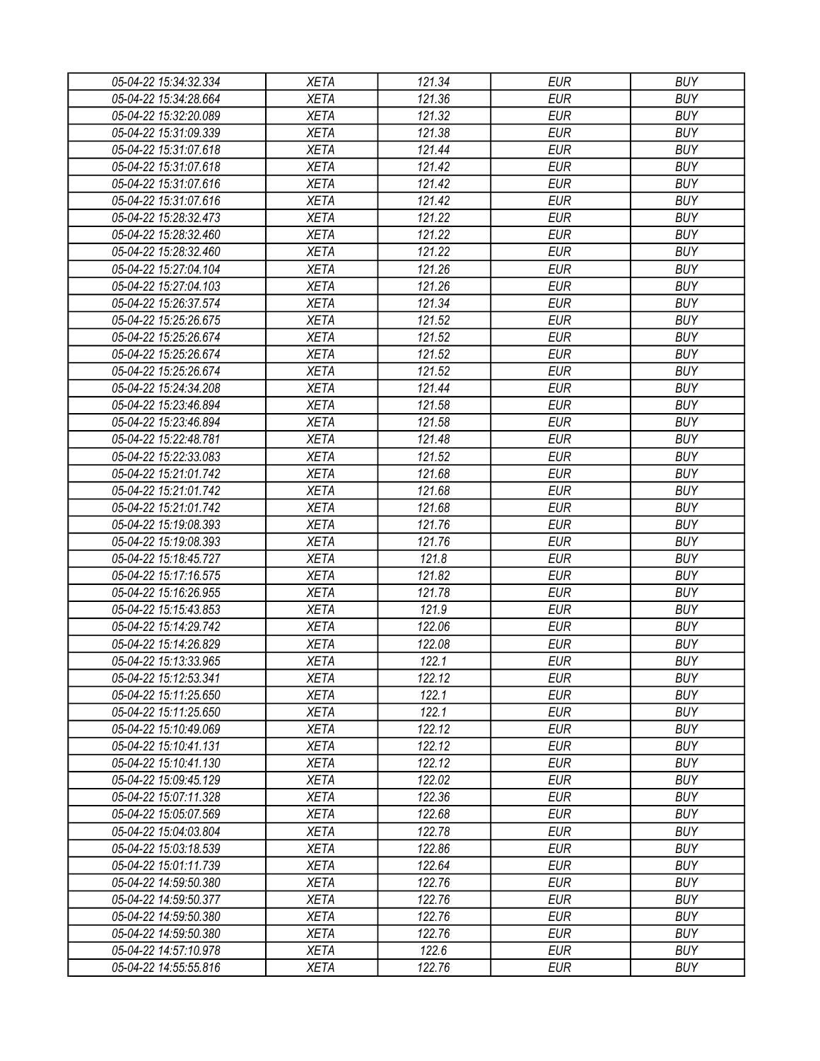| 05-04-22 15:34:32.334 | XETA | 121.34 | EUR | BUY |
|---|---|---|---|---|
| 05-04-22 15:34:28.664 | XETA | 121.36 | EUR | BUY |
| 05-04-22 15:32:20.089 | XETA | 121.32 | EUR | BUY |
| 05-04-22 15:31:09.339 | XETA | 121.38 | EUR | BUY |
| 05-04-22 15:31:07.618 | XETA | 121.44 | EUR | BUY |
| 05-04-22 15:31:07.618 | XETA | 121.42 | EUR | BUY |
| 05-04-22 15:31:07.616 | XETA | 121.42 | EUR | BUY |
| 05-04-22 15:31:07.616 | XETA | 121.42 | EUR | BUY |
| 05-04-22 15:28:32.473 | XETA | 121.22 | EUR | BUY |
| 05-04-22 15:28:32.460 | XETA | 121.22 | EUR | BUY |
| 05-04-22 15:28:32.460 | XETA | 121.22 | EUR | BUY |
| 05-04-22 15:27:04.104 | XETA | 121.26 | EUR | BUY |
| 05-04-22 15:27:04.103 | XETA | 121.26 | EUR | BUY |
| 05-04-22 15:26:37.574 | XETA | 121.34 | EUR | BUY |
| 05-04-22 15:25:26.675 | XETA | 121.52 | EUR | BUY |
| 05-04-22 15:25:26.674 | XETA | 121.52 | EUR | BUY |
| 05-04-22 15:25:26.674 | XETA | 121.52 | EUR | BUY |
| 05-04-22 15:25:26.674 | XETA | 121.52 | EUR | BUY |
| 05-04-22 15:24:34.208 | XETA | 121.44 | EUR | BUY |
| 05-04-22 15:23:46.894 | XETA | 121.58 | EUR | BUY |
| 05-04-22 15:23:46.894 | XETA | 121.58 | EUR | BUY |
| 05-04-22 15:22:48.781 | XETA | 121.48 | EUR | BUY |
| 05-04-22 15:22:33.083 | XETA | 121.52 | EUR | BUY |
| 05-04-22 15:21:01.742 | XETA | 121.68 | EUR | BUY |
| 05-04-22 15:21:01.742 | XETA | 121.68 | EUR | BUY |
| 05-04-22 15:21:01.742 | XETA | 121.68 | EUR | BUY |
| 05-04-22 15:19:08.393 | XETA | 121.76 | EUR | BUY |
| 05-04-22 15:19:08.393 | XETA | 121.76 | EUR | BUY |
| 05-04-22 15:18:45.727 | XETA | 121.8 | EUR | BUY |
| 05-04-22 15:17:16.575 | XETA | 121.82 | EUR | BUY |
| 05-04-22 15:16:26.955 | XETA | 121.78 | EUR | BUY |
| 05-04-22 15:15:43.853 | XETA | 121.9 | EUR | BUY |
| 05-04-22 15:14:29.742 | XETA | 122.06 | EUR | BUY |
| 05-04-22 15:14:26.829 | XETA | 122.08 | EUR | BUY |
| 05-04-22 15:13:33.965 | XETA | 122.1 | EUR | BUY |
| 05-04-22 15:12:53.341 | XETA | 122.12 | EUR | BUY |
| 05-04-22 15:11:25.650 | XETA | 122.1 | EUR | BUY |
| 05-04-22 15:11:25.650 | XETA | 122.1 | EUR | BUY |
| 05-04-22 15:10:49.069 | XETA | 122.12 | EUR | BUY |
| 05-04-22 15:10:41.131 | XETA | 122.12 | EUR | BUY |
| 05-04-22 15:10:41.130 | XETA | 122.12 | EUR | BUY |
| 05-04-22 15:09:45.129 | XETA | 122.02 | EUR | BUY |
| 05-04-22 15:07:11.328 | XETA | 122.36 | EUR | BUY |
| 05-04-22 15:05:07.569 | XETA | 122.68 | EUR | BUY |
| 05-04-22 15:04:03.804 | XETA | 122.78 | EUR | BUY |
| 05-04-22 15:03:18.539 | XETA | 122.86 | EUR | BUY |
| 05-04-22 15:01:11.739 | XETA | 122.64 | EUR | BUY |
| 05-04-22 14:59:50.380 | XETA | 122.76 | EUR | BUY |
| 05-04-22 14:59:50.377 | XETA | 122.76 | EUR | BUY |
| 05-04-22 14:59:50.380 | XETA | 122.76 | EUR | BUY |
| 05-04-22 14:59:50.380 | XETA | 122.76 | EUR | BUY |
| 05-04-22 14:57:10.978 | XETA | 122.6 | EUR | BUY |
| 05-04-22 14:55:55.816 | XETA | 122.76 | EUR | BUY |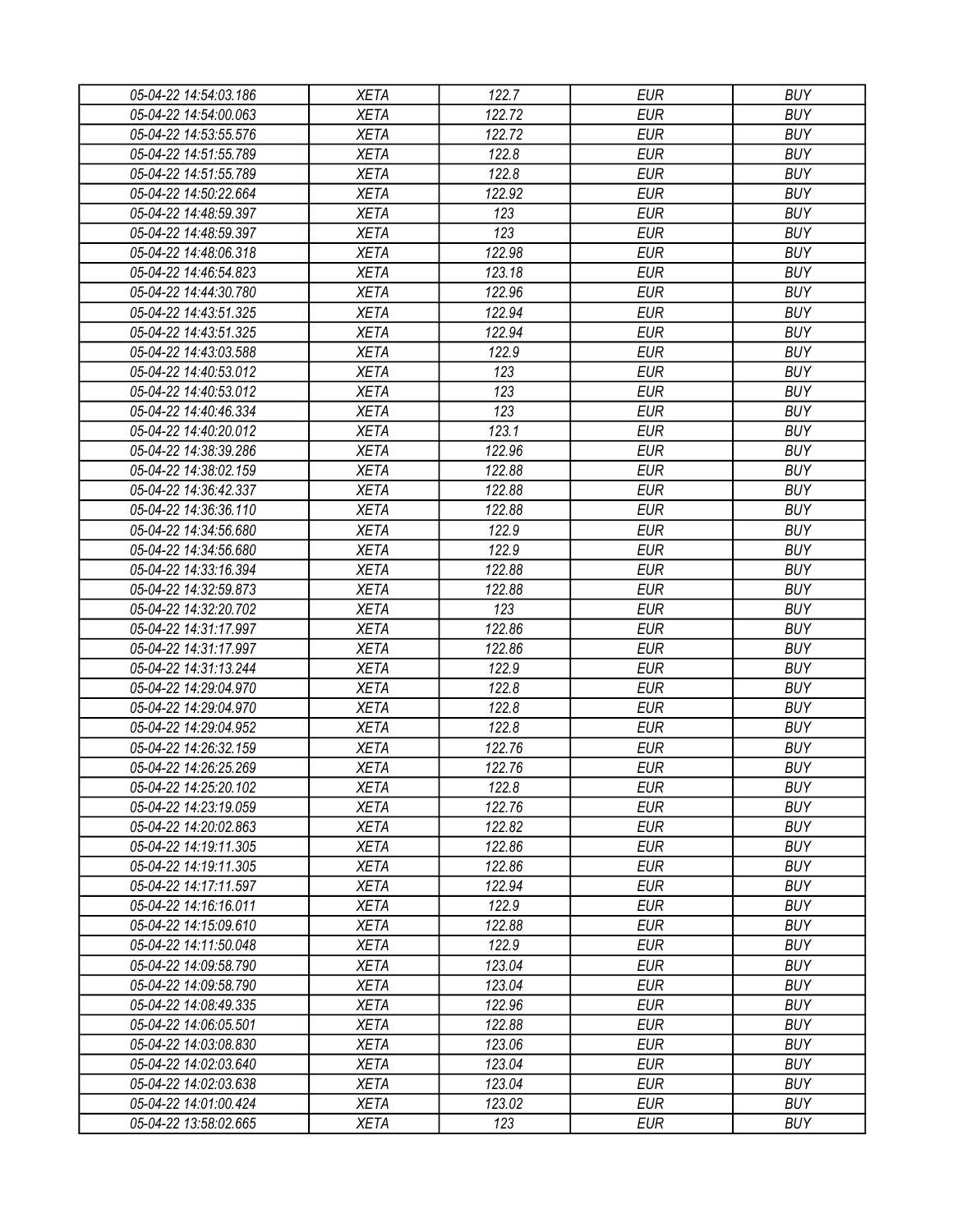| 05-04-22 14:54:03.186 | XETA | 122.7 | EUR | BUY |
|---|---|---|---|---|
| 05-04-22 14:54:00.063 | XETA | 122.72 | EUR | BUY |
| 05-04-22 14:53:55.576 | XETA | 122.72 | EUR | BUY |
| 05-04-22 14:51:55.789 | XETA | 122.8 | EUR | BUY |
| 05-04-22 14:51:55.789 | XETA | 122.8 | EUR | BUY |
| 05-04-22 14:50:22.664 | XETA | 122.92 | EUR | BUY |
| 05-04-22 14:48:59.397 | XETA | 123 | EUR | BUY |
| 05-04-22 14:48:59.397 | XETA | 123 | EUR | BUY |
| 05-04-22 14:48:06.318 | XETA | 122.98 | EUR | BUY |
| 05-04-22 14:46:54.823 | XETA | 123.18 | EUR | BUY |
| 05-04-22 14:44:30.780 | XETA | 122.96 | EUR | BUY |
| 05-04-22 14:43:51.325 | XETA | 122.94 | EUR | BUY |
| 05-04-22 14:43:51.325 | XETA | 122.94 | EUR | BUY |
| 05-04-22 14:43:03.588 | XETA | 122.9 | EUR | BUY |
| 05-04-22 14:40:53.012 | XETA | 123 | EUR | BUY |
| 05-04-22 14:40:53.012 | XETA | 123 | EUR | BUY |
| 05-04-22 14:40:46.334 | XETA | 123 | EUR | BUY |
| 05-04-22 14:40:20.012 | XETA | 123.1 | EUR | BUY |
| 05-04-22 14:38:39.286 | XETA | 122.96 | EUR | BUY |
| 05-04-22 14:38:02.159 | XETA | 122.88 | EUR | BUY |
| 05-04-22 14:36:42.337 | XETA | 122.88 | EUR | BUY |
| 05-04-22 14:36:36.110 | XETA | 122.88 | EUR | BUY |
| 05-04-22 14:34:56.680 | XETA | 122.9 | EUR | BUY |
| 05-04-22 14:34:56.680 | XETA | 122.9 | EUR | BUY |
| 05-04-22 14:33:16.394 | XETA | 122.88 | EUR | BUY |
| 05-04-22 14:32:59.873 | XETA | 122.88 | EUR | BUY |
| 05-04-22 14:32:20.702 | XETA | 123 | EUR | BUY |
| 05-04-22 14:31:17.997 | XETA | 122.86 | EUR | BUY |
| 05-04-22 14:31:17.997 | XETA | 122.86 | EUR | BUY |
| 05-04-22 14:31:13.244 | XETA | 122.9 | EUR | BUY |
| 05-04-22 14:29:04.970 | XETA | 122.8 | EUR | BUY |
| 05-04-22 14:29:04.970 | XETA | 122.8 | EUR | BUY |
| 05-04-22 14:29:04.952 | XETA | 122.8 | EUR | BUY |
| 05-04-22 14:26:32.159 | XETA | 122.76 | EUR | BUY |
| 05-04-22 14:26:25.269 | XETA | 122.76 | EUR | BUY |
| 05-04-22 14:25:20.102 | XETA | 122.8 | EUR | BUY |
| 05-04-22 14:23:19.059 | XETA | 122.76 | EUR | BUY |
| 05-04-22 14:20:02.863 | XETA | 122.82 | EUR | BUY |
| 05-04-22 14:19:11.305 | XETA | 122.86 | EUR | BUY |
| 05-04-22 14:19:11.305 | XETA | 122.86 | EUR | BUY |
| 05-04-22 14:17:11.597 | XETA | 122.94 | EUR | BUY |
| 05-04-22 14:16:16.011 | XETA | 122.9 | EUR | BUY |
| 05-04-22 14:15:09.610 | XETA | 122.88 | EUR | BUY |
| 05-04-22 14:11:50.048 | XETA | 122.9 | EUR | BUY |
| 05-04-22 14:09:58.790 | XETA | 123.04 | EUR | BUY |
| 05-04-22 14:09:58.790 | XETA | 123.04 | EUR | BUY |
| 05-04-22 14:08:49.335 | XETA | 122.96 | EUR | BUY |
| 05-04-22 14:06:05.501 | XETA | 122.88 | EUR | BUY |
| 05-04-22 14:03:08.830 | XETA | 123.06 | EUR | BUY |
| 05-04-22 14:02:03.640 | XETA | 123.04 | EUR | BUY |
| 05-04-22 14:02:03.638 | XETA | 123.04 | EUR | BUY |
| 05-04-22 14:01:00.424 | XETA | 123.02 | EUR | BUY |
| 05-04-22 13:58:02.665 | XETA | 123 | EUR | BUY |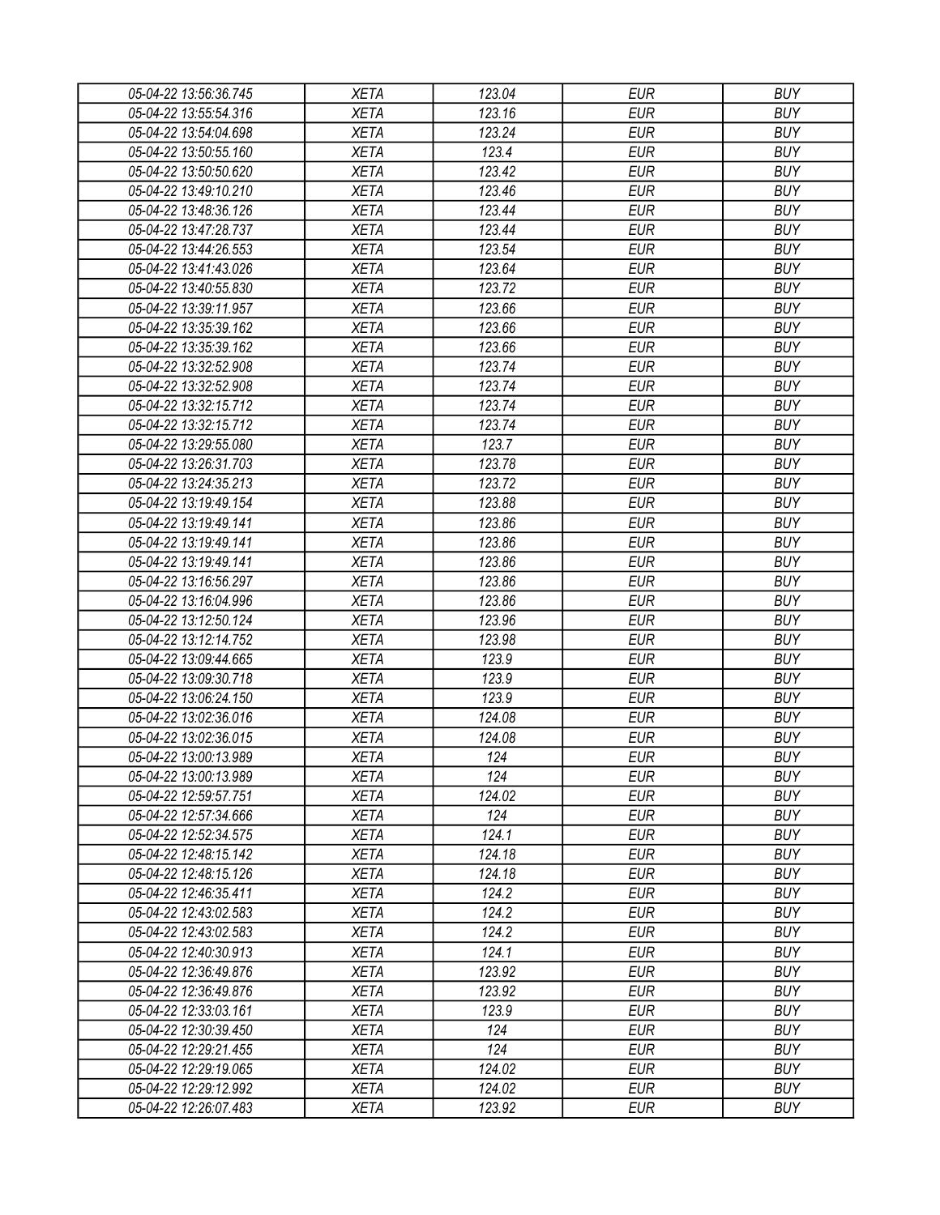| 05-04-22 13:56:36.745 | XETA | 123.04 | EUR | BUY |
|---|---|---|---|---|
| 05-04-22 13:55:54.316 | XETA | 123.16 | EUR | BUY |
| 05-04-22 13:54:04.698 | XETA | 123.24 | EUR | BUY |
| 05-04-22 13:50:55.160 | XETA | 123.4 | EUR | BUY |
| 05-04-22 13:50:50.620 | XETA | 123.42 | EUR | BUY |
| 05-04-22 13:49:10.210 | XETA | 123.46 | EUR | BUY |
| 05-04-22 13:48:36.126 | XETA | 123.44 | EUR | BUY |
| 05-04-22 13:47:28.737 | XETA | 123.44 | EUR | BUY |
| 05-04-22 13:44:26.553 | XETA | 123.54 | EUR | BUY |
| 05-04-22 13:41:43.026 | XETA | 123.64 | EUR | BUY |
| 05-04-22 13:40:55.830 | XETA | 123.72 | EUR | BUY |
| 05-04-22 13:39:11.957 | XETA | 123.66 | EUR | BUY |
| 05-04-22 13:35:39.162 | XETA | 123.66 | EUR | BUY |
| 05-04-22 13:35:39.162 | XETA | 123.66 | EUR | BUY |
| 05-04-22 13:32:52.908 | XETA | 123.74 | EUR | BUY |
| 05-04-22 13:32:52.908 | XETA | 123.74 | EUR | BUY |
| 05-04-22 13:32:15.712 | XETA | 123.74 | EUR | BUY |
| 05-04-22 13:32:15.712 | XETA | 123.74 | EUR | BUY |
| 05-04-22 13:29:55.080 | XETA | 123.7 | EUR | BUY |
| 05-04-22 13:26:31.703 | XETA | 123.78 | EUR | BUY |
| 05-04-22 13:24:35.213 | XETA | 123.72 | EUR | BUY |
| 05-04-22 13:19:49.154 | XETA | 123.88 | EUR | BUY |
| 05-04-22 13:19:49.141 | XETA | 123.86 | EUR | BUY |
| 05-04-22 13:19:49.141 | XETA | 123.86 | EUR | BUY |
| 05-04-22 13:19:49.141 | XETA | 123.86 | EUR | BUY |
| 05-04-22 13:16:56.297 | XETA | 123.86 | EUR | BUY |
| 05-04-22 13:16:04.996 | XETA | 123.86 | EUR | BUY |
| 05-04-22 13:12:50.124 | XETA | 123.96 | EUR | BUY |
| 05-04-22 13:12:14.752 | XETA | 123.98 | EUR | BUY |
| 05-04-22 13:09:44.665 | XETA | 123.9 | EUR | BUY |
| 05-04-22 13:09:30.718 | XETA | 123.9 | EUR | BUY |
| 05-04-22 13:06:24.150 | XETA | 123.9 | EUR | BUY |
| 05-04-22 13:02:36.016 | XETA | 124.08 | EUR | BUY |
| 05-04-22 13:02:36.015 | XETA | 124.08 | EUR | BUY |
| 05-04-22 13:00:13.989 | XETA | 124 | EUR | BUY |
| 05-04-22 13:00:13.989 | XETA | 124 | EUR | BUY |
| 05-04-22 12:59:57.751 | XETA | 124.02 | EUR | BUY |
| 05-04-22 12:57:34.666 | XETA | 124 | EUR | BUY |
| 05-04-22 12:52:34.575 | XETA | 124.1 | EUR | BUY |
| 05-04-22 12:48:15.142 | XETA | 124.18 | EUR | BUY |
| 05-04-22 12:48:15.126 | XETA | 124.18 | EUR | BUY |
| 05-04-22 12:46:35.411 | XETA | 124.2 | EUR | BUY |
| 05-04-22 12:43:02.583 | XETA | 124.2 | EUR | BUY |
| 05-04-22 12:43:02.583 | XETA | 124.2 | EUR | BUY |
| 05-04-22 12:40:30.913 | XETA | 124.1 | EUR | BUY |
| 05-04-22 12:36:49.876 | XETA | 123.92 | EUR | BUY |
| 05-04-22 12:36:49.876 | XETA | 123.92 | EUR | BUY |
| 05-04-22 12:33:03.161 | XETA | 123.9 | EUR | BUY |
| 05-04-22 12:30:39.450 | XETA | 124 | EUR | BUY |
| 05-04-22 12:29:21.455 | XETA | 124 | EUR | BUY |
| 05-04-22 12:29:19.065 | XETA | 124.02 | EUR | BUY |
| 05-04-22 12:29:12.992 | XETA | 124.02 | EUR | BUY |
| 05-04-22 12:26:07.483 | XETA | 123.92 | EUR | BUY |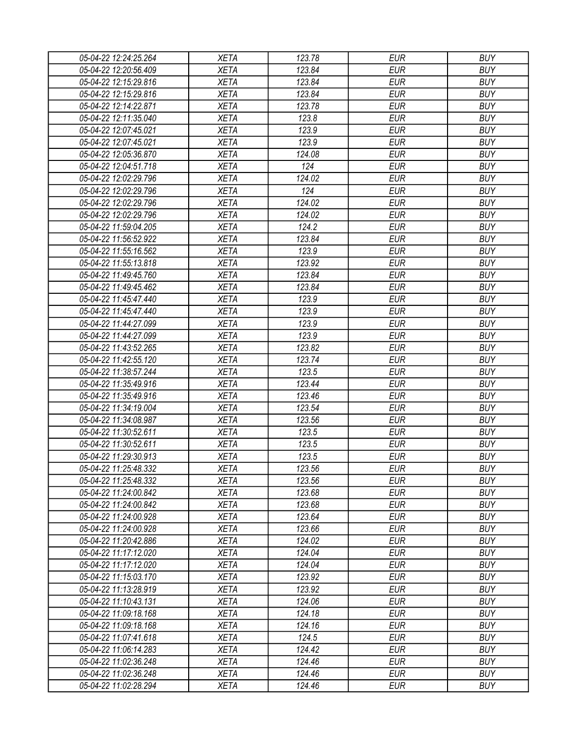| 05-04-22 12:24:25.264 | XETA | 123.78 | EUR | BUY |
|---|---|---|---|---|
| 05-04-22 12:20:56.409 | XETA | 123.84 | EUR | BUY |
| 05-04-22 12:15:29.816 | XETA | 123.84 | EUR | BUY |
| 05-04-22 12:15:29.816 | XETA | 123.84 | EUR | BUY |
| 05-04-22 12:14:22.871 | XETA | 123.78 | EUR | BUY |
| 05-04-22 12:11:35.040 | XETA | 123.8 | EUR | BUY |
| 05-04-22 12:07:45.021 | XETA | 123.9 | EUR | BUY |
| 05-04-22 12:07:45.021 | XETA | 123.9 | EUR | BUY |
| 05-04-22 12:05:36.870 | XETA | 124.08 | EUR | BUY |
| 05-04-22 12:04:51.718 | XETA | 124 | EUR | BUY |
| 05-04-22 12:02:29.796 | XETA | 124.02 | EUR | BUY |
| 05-04-22 12:02:29.796 | XETA | 124 | EUR | BUY |
| 05-04-22 12:02:29.796 | XETA | 124.02 | EUR | BUY |
| 05-04-22 12:02:29.796 | XETA | 124.02 | EUR | BUY |
| 05-04-22 11:59:04.205 | XETA | 124.2 | EUR | BUY |
| 05-04-22 11:56:52.922 | XETA | 123.84 | EUR | BUY |
| 05-04-22 11:55:16.562 | XETA | 123.9 | EUR | BUY |
| 05-04-22 11:55:13.818 | XETA | 123.92 | EUR | BUY |
| 05-04-22 11:49:45.760 | XETA | 123.84 | EUR | BUY |
| 05-04-22 11:49:45.462 | XETA | 123.84 | EUR | BUY |
| 05-04-22 11:45:47.440 | XETA | 123.9 | EUR | BUY |
| 05-04-22 11:45:47.440 | XETA | 123.9 | EUR | BUY |
| 05-04-22 11:44:27.099 | XETA | 123.9 | EUR | BUY |
| 05-04-22 11:44:27.099 | XETA | 123.9 | EUR | BUY |
| 05-04-22 11:43:52.265 | XETA | 123.82 | EUR | BUY |
| 05-04-22 11:42:55.120 | XETA | 123.74 | EUR | BUY |
| 05-04-22 11:38:57.244 | XETA | 123.5 | EUR | BUY |
| 05-04-22 11:35:49.916 | XETA | 123.44 | EUR | BUY |
| 05-04-22 11:35:49.916 | XETA | 123.46 | EUR | BUY |
| 05-04-22 11:34:19.004 | XETA | 123.54 | EUR | BUY |
| 05-04-22 11:34:08.987 | XETA | 123.56 | EUR | BUY |
| 05-04-22 11:30:52.611 | XETA | 123.5 | EUR | BUY |
| 05-04-22 11:30:52.611 | XETA | 123.5 | EUR | BUY |
| 05-04-22 11:29:30.913 | XETA | 123.5 | EUR | BUY |
| 05-04-22 11:25:48.332 | XETA | 123.56 | EUR | BUY |
| 05-04-22 11:25:48.332 | XETA | 123.56 | EUR | BUY |
| 05-04-22 11:24:00.842 | XETA | 123.68 | EUR | BUY |
| 05-04-22 11:24:00.842 | XETA | 123.68 | EUR | BUY |
| 05-04-22 11:24:00.928 | XETA | 123.64 | EUR | BUY |
| 05-04-22 11:24:00.928 | XETA | 123.66 | EUR | BUY |
| 05-04-22 11:20:42.886 | XETA | 124.02 | EUR | BUY |
| 05-04-22 11:17:12.020 | XETA | 124.04 | EUR | BUY |
| 05-04-22 11:17:12.020 | XETA | 124.04 | EUR | BUY |
| 05-04-22 11:15:03.170 | XETA | 123.92 | EUR | BUY |
| 05-04-22 11:13:28.919 | XETA | 123.92 | EUR | BUY |
| 05-04-22 11:10:43.131 | XETA | 124.06 | EUR | BUY |
| 05-04-22 11:09:18.168 | XETA | 124.18 | EUR | BUY |
| 05-04-22 11:09:18.168 | XETA | 124.16 | EUR | BUY |
| 05-04-22 11:07:41.618 | XETA | 124.5 | EUR | BUY |
| 05-04-22 11:06:14.283 | XETA | 124.42 | EUR | BUY |
| 05-04-22 11:02:36.248 | XETA | 124.46 | EUR | BUY |
| 05-04-22 11:02:36.248 | XETA | 124.46 | EUR | BUY |
| 05-04-22 11:02:28.294 | XETA | 124.46 | EUR | BUY |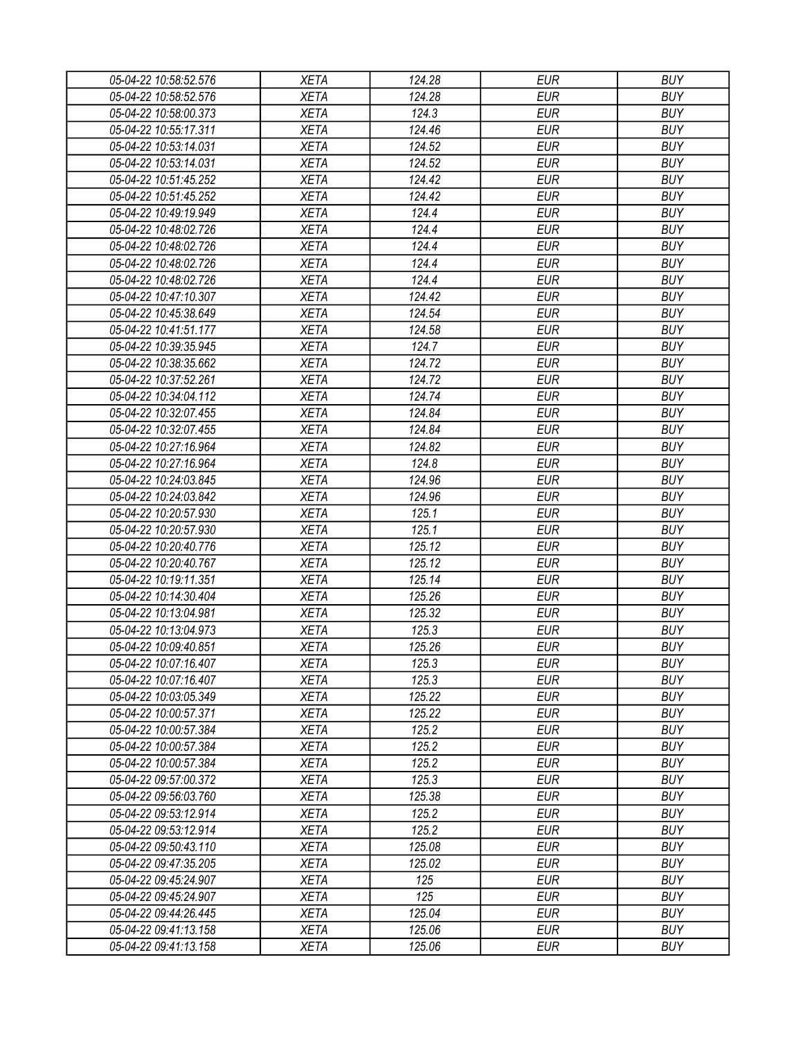| | | | | |
|---|---|---|---|---|
| 05-04-22 10:58:52.576 | XETA | 124.28 | EUR | BUY |
| 05-04-22 10:58:52.576 | XETA | 124.28 | EUR | BUY |
| 05-04-22 10:58:00.373 | XETA | 124.3 | EUR | BUY |
| 05-04-22 10:55:17.311 | XETA | 124.46 | EUR | BUY |
| 05-04-22 10:53:14.031 | XETA | 124.52 | EUR | BUY |
| 05-04-22 10:53:14.031 | XETA | 124.52 | EUR | BUY |
| 05-04-22 10:51:45.252 | XETA | 124.42 | EUR | BUY |
| 05-04-22 10:51:45.252 | XETA | 124.42 | EUR | BUY |
| 05-04-22 10:49:19.949 | XETA | 124.4 | EUR | BUY |
| 05-04-22 10:48:02.726 | XETA | 124.4 | EUR | BUY |
| 05-04-22 10:48:02.726 | XETA | 124.4 | EUR | BUY |
| 05-04-22 10:48:02.726 | XETA | 124.4 | EUR | BUY |
| 05-04-22 10:48:02.726 | XETA | 124.4 | EUR | BUY |
| 05-04-22 10:47:10.307 | XETA | 124.42 | EUR | BUY |
| 05-04-22 10:45:38.649 | XETA | 124.54 | EUR | BUY |
| 05-04-22 10:41:51.177 | XETA | 124.58 | EUR | BUY |
| 05-04-22 10:39:35.945 | XETA | 124.7 | EUR | BUY |
| 05-04-22 10:38:35.662 | XETA | 124.72 | EUR | BUY |
| 05-04-22 10:37:52.261 | XETA | 124.72 | EUR | BUY |
| 05-04-22 10:34:04.112 | XETA | 124.74 | EUR | BUY |
| 05-04-22 10:32:07.455 | XETA | 124.84 | EUR | BUY |
| 05-04-22 10:32:07.455 | XETA | 124.84 | EUR | BUY |
| 05-04-22 10:27:16.964 | XETA | 124.82 | EUR | BUY |
| 05-04-22 10:27:16.964 | XETA | 124.8 | EUR | BUY |
| 05-04-22 10:24:03.845 | XETA | 124.96 | EUR | BUY |
| 05-04-22 10:24:03.842 | XETA | 124.96 | EUR | BUY |
| 05-04-22 10:20:57.930 | XETA | 125.1 | EUR | BUY |
| 05-04-22 10:20:57.930 | XETA | 125.1 | EUR | BUY |
| 05-04-22 10:20:40.776 | XETA | 125.12 | EUR | BUY |
| 05-04-22 10:20:40.767 | XETA | 125.12 | EUR | BUY |
| 05-04-22 10:19:11.351 | XETA | 125.14 | EUR | BUY |
| 05-04-22 10:14:30.404 | XETA | 125.26 | EUR | BUY |
| 05-04-22 10:13:04.981 | XETA | 125.32 | EUR | BUY |
| 05-04-22 10:13:04.973 | XETA | 125.3 | EUR | BUY |
| 05-04-22 10:09:40.851 | XETA | 125.26 | EUR | BUY |
| 05-04-22 10:07:16.407 | XETA | 125.3 | EUR | BUY |
| 05-04-22 10:07:16.407 | XETA | 125.3 | EUR | BUY |
| 05-04-22 10:03:05.349 | XETA | 125.22 | EUR | BUY |
| 05-04-22 10:00:57.371 | XETA | 125.22 | EUR | BUY |
| 05-04-22 10:00:57.384 | XETA | 125.2 | EUR | BUY |
| 05-04-22 10:00:57.384 | XETA | 125.2 | EUR | BUY |
| 05-04-22 10:00:57.384 | XETA | 125.2 | EUR | BUY |
| 05-04-22 09:57:00.372 | XETA | 125.3 | EUR | BUY |
| 05-04-22 09:56:03.760 | XETA | 125.38 | EUR | BUY |
| 05-04-22 09:53:12.914 | XETA | 125.2 | EUR | BUY |
| 05-04-22 09:53:12.914 | XETA | 125.2 | EUR | BUY |
| 05-04-22 09:50:43.110 | XETA | 125.08 | EUR | BUY |
| 05-04-22 09:47:35.205 | XETA | 125.02 | EUR | BUY |
| 05-04-22 09:45:24.907 | XETA | 125 | EUR | BUY |
| 05-04-22 09:45:24.907 | XETA | 125 | EUR | BUY |
| 05-04-22 09:44:26.445 | XETA | 125.04 | EUR | BUY |
| 05-04-22 09:41:13.158 | XETA | 125.06 | EUR | BUY |
| 05-04-22 09:41:13.158 | XETA | 125.06 | EUR | BUY |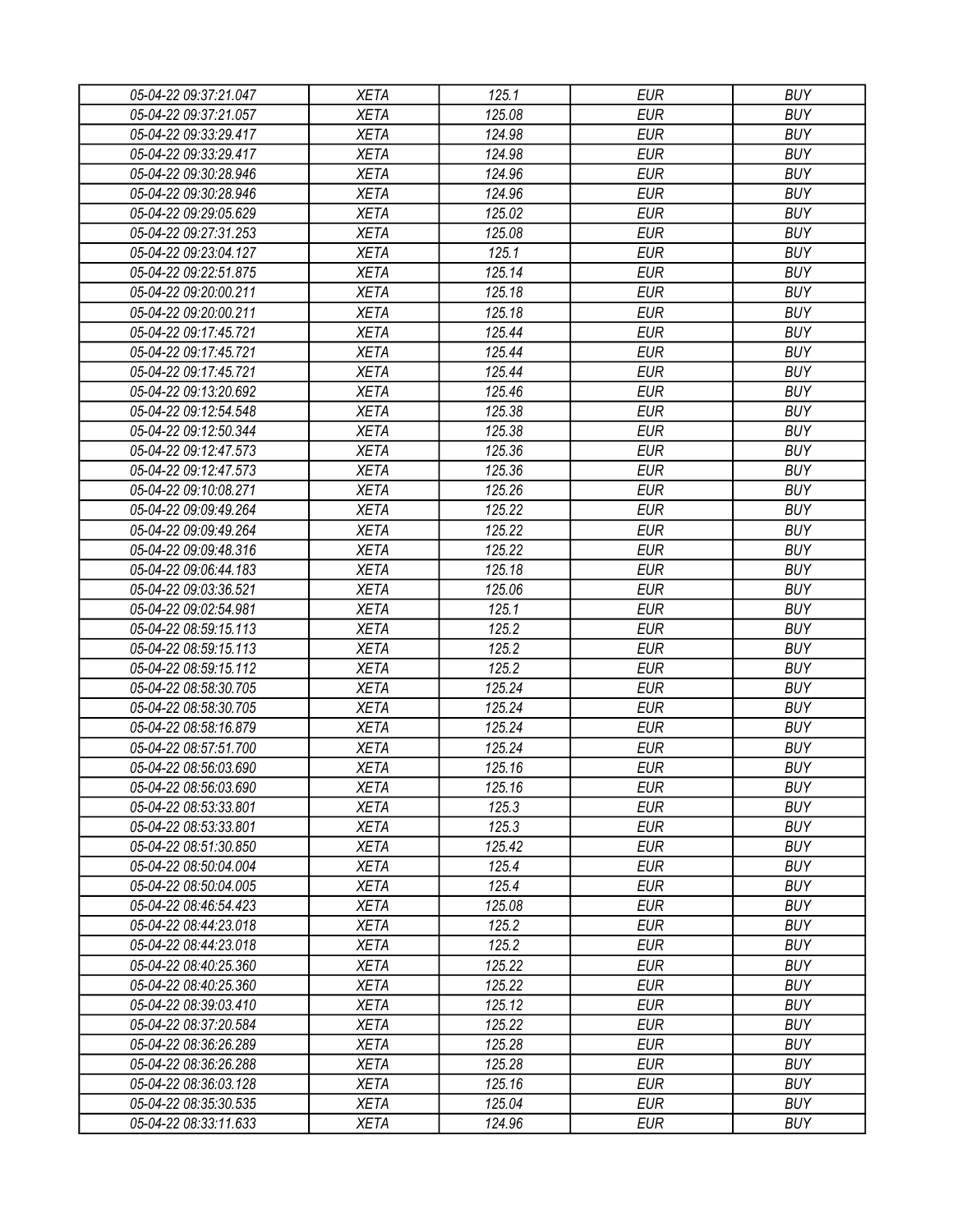| 05-04-22 09:37:21.047 | XETA | 125.1 | EUR | BUY |
|---|---|---|---|---|
| 05-04-22 09:37:21.057 | XETA | 125.08 | EUR | BUY |
| 05-04-22 09:33:29.417 | XETA | 124.98 | EUR | BUY |
| 05-04-22 09:33:29.417 | XETA | 124.98 | EUR | BUY |
| 05-04-22 09:30:28.946 | XETA | 124.96 | EUR | BUY |
| 05-04-22 09:30:28.946 | XETA | 124.96 | EUR | BUY |
| 05-04-22 09:29:05.629 | XETA | 125.02 | EUR | BUY |
| 05-04-22 09:27:31.253 | XETA | 125.08 | EUR | BUY |
| 05-04-22 09:23:04.127 | XETA | 125.1 | EUR | BUY |
| 05-04-22 09:22:51.875 | XETA | 125.14 | EUR | BUY |
| 05-04-22 09:20:00.211 | XETA | 125.18 | EUR | BUY |
| 05-04-22 09:20:00.211 | XETA | 125.18 | EUR | BUY |
| 05-04-22 09:17:45.721 | XETA | 125.44 | EUR | BUY |
| 05-04-22 09:17:45.721 | XETA | 125.44 | EUR | BUY |
| 05-04-22 09:17:45.721 | XETA | 125.44 | EUR | BUY |
| 05-04-22 09:13:20.692 | XETA | 125.46 | EUR | BUY |
| 05-04-22 09:12:54.548 | XETA | 125.38 | EUR | BUY |
| 05-04-22 09:12:50.344 | XETA | 125.38 | EUR | BUY |
| 05-04-22 09:12:47.573 | XETA | 125.36 | EUR | BUY |
| 05-04-22 09:12:47.573 | XETA | 125.36 | EUR | BUY |
| 05-04-22 09:10:08.271 | XETA | 125.26 | EUR | BUY |
| 05-04-22 09:09:49.264 | XETA | 125.22 | EUR | BUY |
| 05-04-22 09:09:49.264 | XETA | 125.22 | EUR | BUY |
| 05-04-22 09:09:48.316 | XETA | 125.22 | EUR | BUY |
| 05-04-22 09:06:44.183 | XETA | 125.18 | EUR | BUY |
| 05-04-22 09:03:36.521 | XETA | 125.06 | EUR | BUY |
| 05-04-22 09:02:54.981 | XETA | 125.1 | EUR | BUY |
| 05-04-22 08:59:15.113 | XETA | 125.2 | EUR | BUY |
| 05-04-22 08:59:15.113 | XETA | 125.2 | EUR | BUY |
| 05-04-22 08:59:15.112 | XETA | 125.2 | EUR | BUY |
| 05-04-22 08:58:30.705 | XETA | 125.24 | EUR | BUY |
| 05-04-22 08:58:30.705 | XETA | 125.24 | EUR | BUY |
| 05-04-22 08:58:16.879 | XETA | 125.24 | EUR | BUY |
| 05-04-22 08:57:51.700 | XETA | 125.24 | EUR | BUY |
| 05-04-22 08:56:03.690 | XETA | 125.16 | EUR | BUY |
| 05-04-22 08:56:03.690 | XETA | 125.16 | EUR | BUY |
| 05-04-22 08:53:33.801 | XETA | 125.3 | EUR | BUY |
| 05-04-22 08:53:33.801 | XETA | 125.3 | EUR | BUY |
| 05-04-22 08:51:30.850 | XETA | 125.42 | EUR | BUY |
| 05-04-22 08:50:04.004 | XETA | 125.4 | EUR | BUY |
| 05-04-22 08:50:04.005 | XETA | 125.4 | EUR | BUY |
| 05-04-22 08:46:54.423 | XETA | 125.08 | EUR | BUY |
| 05-04-22 08:44:23.018 | XETA | 125.2 | EUR | BUY |
| 05-04-22 08:44:23.018 | XETA | 125.2 | EUR | BUY |
| 05-04-22 08:40:25.360 | XETA | 125.22 | EUR | BUY |
| 05-04-22 08:40:25.360 | XETA | 125.22 | EUR | BUY |
| 05-04-22 08:39:03.410 | XETA | 125.12 | EUR | BUY |
| 05-04-22 08:37:20.584 | XETA | 125.22 | EUR | BUY |
| 05-04-22 08:36:26.289 | XETA | 125.28 | EUR | BUY |
| 05-04-22 08:36:26.288 | XETA | 125.28 | EUR | BUY |
| 05-04-22 08:36:03.128 | XETA | 125.16 | EUR | BUY |
| 05-04-22 08:35:30.535 | XETA | 125.04 | EUR | BUY |
| 05-04-22 08:33:11.633 | XETA | 124.96 | EUR | BUY |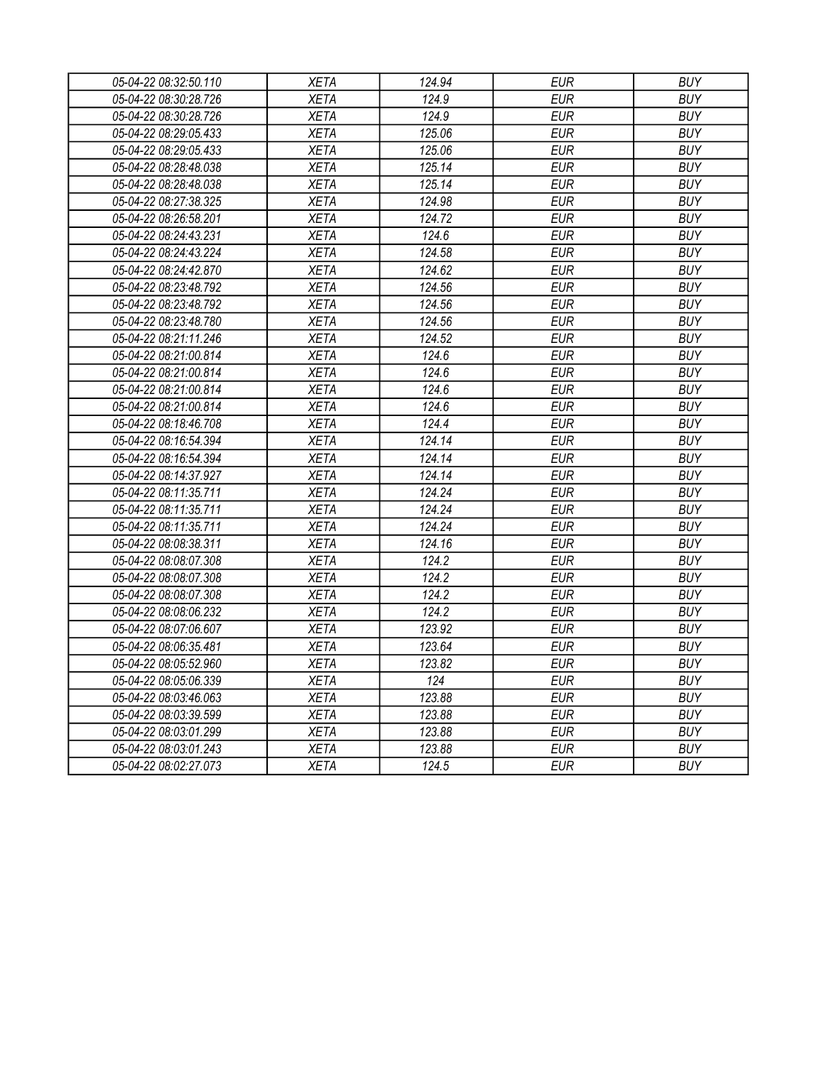| | | | | |
|---|---|---|---|---|
| *05-04-22 08:32:50.110* | *XETA* | *124.94* | *EUR* | *BUY* |
| *05-04-22 08:30:28.726* | *XETA* | *124.9* | *EUR* | *BUY* |
| *05-04-22 08:30:28.726* | *XETA* | *124.9* | *EUR* | *BUY* |
| *05-04-22 08:29:05.433* | *XETA* | *125.06* | *EUR* | *BUY* |
| *05-04-22 08:29:05.433* | *XETA* | *125.06* | *EUR* | *BUY* |
| *05-04-22 08:28:48.038* | *XETA* | *125.14* | *EUR* | *BUY* |
| *05-04-22 08:28:48.038* | *XETA* | *125.14* | *EUR* | *BUY* |
| *05-04-22 08:27:38.325* | *XETA* | *124.98* | *EUR* | *BUY* |
| *05-04-22 08:26:58.201* | *XETA* | *124.72* | *EUR* | *BUY* |
| *05-04-22 08:24:43.231* | *XETA* | *124.6* | *EUR* | *BUY* |
| *05-04-22 08:24:43.224* | *XETA* | *124.58* | *EUR* | *BUY* |
| *05-04-22 08:24:42.870* | *XETA* | *124.62* | *EUR* | *BUY* |
| *05-04-22 08:23:48.792* | *XETA* | *124.56* | *EUR* | *BUY* |
| *05-04-22 08:23:48.792* | *XETA* | *124.56* | *EUR* | *BUY* |
| *05-04-22 08:23:48.780* | *XETA* | *124.56* | *EUR* | *BUY* |
| *05-04-22 08:21:11.246* | *XETA* | *124.52* | *EUR* | *BUY* |
| *05-04-22 08:21:00.814* | *XETA* | *124.6* | *EUR* | *BUY* |
| *05-04-22 08:21:00.814* | *XETA* | *124.6* | *EUR* | *BUY* |
| *05-04-22 08:21:00.814* | *XETA* | *124.6* | *EUR* | *BUY* |
| *05-04-22 08:21:00.814* | *XETA* | *124.6* | *EUR* | *BUY* |
| *05-04-22 08:18:46.708* | *XETA* | *124.4* | *EUR* | *BUY* |
| *05-04-22 08:16:54.394* | *XETA* | *124.14* | *EUR* | *BUY* |
| *05-04-22 08:16:54.394* | *XETA* | *124.14* | *EUR* | *BUY* |
| *05-04-22 08:14:37.927* | *XETA* | *124.14* | *EUR* | *BUY* |
| *05-04-22 08:11:35.711* | *XETA* | *124.24* | *EUR* | *BUY* |
| *05-04-22 08:11:35.711* | *XETA* | *124.24* | *EUR* | *BUY* |
| *05-04-22 08:11:35.711* | *XETA* | *124.24* | *EUR* | *BUY* |
| *05-04-22 08:08:38.311* | *XETA* | *124.16* | *EUR* | *BUY* |
| *05-04-22 08:08:07.308* | *XETA* | *124.2* | *EUR* | *BUY* |
| *05-04-22 08:08:07.308* | *XETA* | *124.2* | *EUR* | *BUY* |
| *05-04-22 08:08:07.308* | *XETA* | *124.2* | *EUR* | *BUY* |
| *05-04-22 08:08:06.232* | *XETA* | *124.2* | *EUR* | *BUY* |
| *05-04-22 08:07:06.607* | *XETA* | *123.92* | *EUR* | *BUY* |
| *05-04-22 08:06:35.481* | *XETA* | *123.64* | *EUR* | *BUY* |
| *05-04-22 08:05:52.960* | *XETA* | *123.82* | *EUR* | *BUY* |
| *05-04-22 08:05:06.339* | *XETA* | *124* | *EUR* | *BUY* |
| *05-04-22 08:03:46.063* | *XETA* | *123.88* | *EUR* | *BUY* |
| *05-04-22 08:03:39.599* | *XETA* | *123.88* | *EUR* | *BUY* |
| *05-04-22 08:03:01.299* | *XETA* | *123.88* | *EUR* | *BUY* |
| *05-04-22 08:03:01.243* | *XETA* | *123.88* | *EUR* | *BUY* |
| *05-04-22 08:02:27.073* | *XETA* | *124.5* | *EUR* | *BUY* |